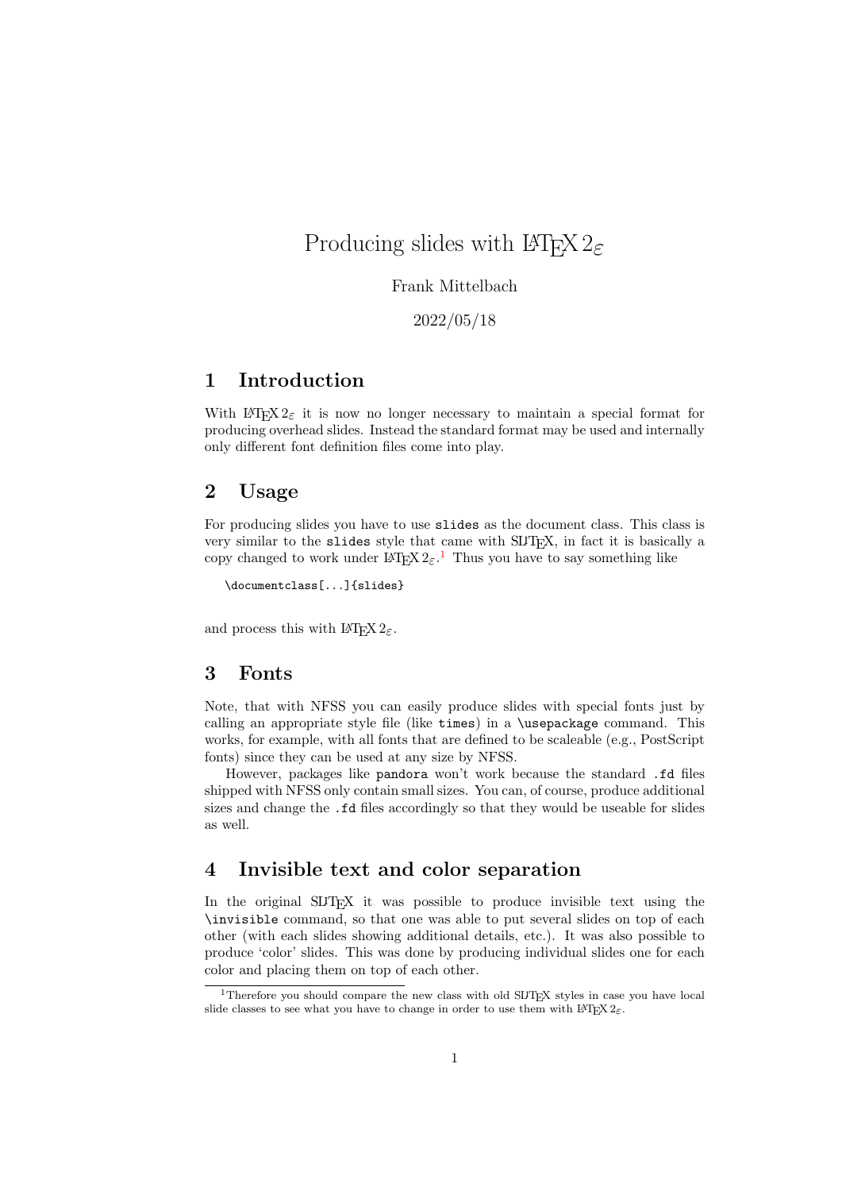# Producing slides with LaTeX 2ε

Frank Mittelbach

2022/05/18

## 1 Introduction

With LaTeX 2ε it is now no longer necessary to maintain a special format for producing overhead slides. Instead the standard format may be used and internally only different font definition files come into play.

## 2 Usage

For producing slides you have to use `slides` as the document class. This class is very similar to the `slides` style that came with SLiTeX, in fact it is basically a copy changed to work under LaTeX 2ε.[1] Thus you have to say something like

```
\documentclass[...]{slides}
```

and process this with LaTeX 2ε.

## 3 Fonts

Note, that with NFSS you can easily produce slides with special fonts just by calling an appropriate style file (like `times`) in a `\usepackage` command. This works, for example, with all fonts that are defined to be scaleable (e.g., PostScript fonts) since they can be used at any size by NFSS.

However, packages like `pandora` won't work because the standard `.fd` files shipped with NFSS only contain small sizes. You can, of course, produce additional sizes and change the `.fd` files accordingly so that they would be useable for slides as well.

## 4 Invisible text and color separation

In the original SLiTeX it was possible to produce invisible text using the `\invisible` command, so that one was able to put several slides on top of each other (with each slides showing additional details, etc.). It was also possible to produce 'color' slides. This was done by producing individual slides one for each color and placing them on top of each other.

[1] Therefore you should compare the new class with old SLiTeX styles in case you have local slide classes to see what you have to change in order to use them with LaTeX 2ε.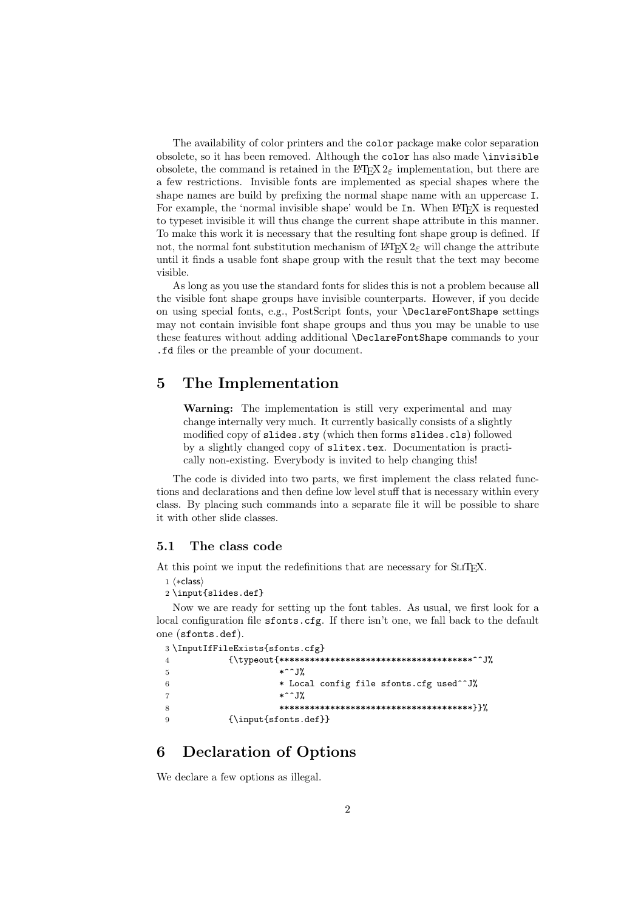The availability of color printers and the `color` package make color separation obsolete, so it has been removed. Although the `color` has also made `\invisible` obsolete, the command is retained in the LaTeX 2ε implementation, but there are a few restrictions. Invisible fonts are implemented as special shapes where the shape names are build by prefixing the normal shape name with an uppercase `I`. For example, the 'normal invisible shape' would be `In`. When LaTeX is requested to typeset invisible it will thus change the current shape attribute in this manner. To make this work it is necessary that the resulting font shape group is defined. If not, the normal font substitution mechanism of LaTeX 2ε will change the attribute until it finds a usable font shape group with the result that the text may become visible.

As long as you use the standard fonts for slides this is not a problem because all the visible font shape groups have invisible counterparts. However, if you decide on using special fonts, e.g., PostScript fonts, your `\DeclareFontShape` settings may not contain invisible font shape groups and thus you may be unable to use these features without adding additional `\DeclareFontShape` commands to your `.fd` files or the preamble of your document.

# 5 The Implementation

> **Warning:** The implementation is still very experimental and may change internally very much. It currently basically consists of a slightly modified copy of `slides.sty` (which then forms `slides.cls`) followed by a slightly changed copy of `slitex.tex`. Documentation is practically non-existing. Everybody is invited to help changing this!

The code is divided into two parts, we first implement the class related functions and declarations and then define low level stuff that is necessary within every class. By placing such commands into a separate file it will be possible to share it with other slide classes.

## 5.1 The class code

At this point we input the redefinitions that are necessary for SLITEX.

```
1 ⟨*class⟩
2 \input{slides.def}
```

Now we are ready for setting up the font tables. As usual, we first look for a local configuration file `sfonts.cfg`. If there isn't one, we fall back to the default one (`sfonts.def`).

```
3 \InputIfFileExists{sfonts.cfg}
4           {\typeout{**************************************^^J%
5                     *^^J%
6                     * Local config file sfonts.cfg used^^J%
7                     *^^J%
8                     **************************************}}%
9           {\input{sfonts.def}}
```

# 6 Declaration of Options

We declare a few options as illegal.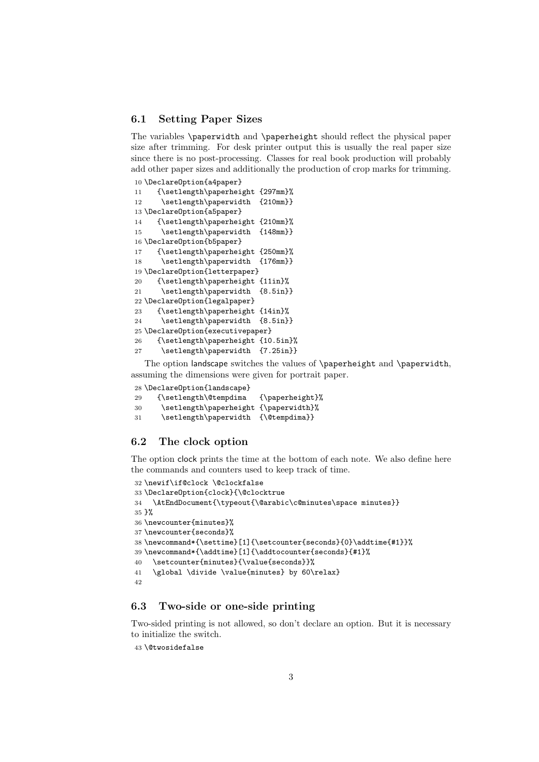## 6.1 Setting Paper Sizes

The variables `\paperwidth` and `\paperheight` should reflect the physical paper size after trimming. For desk printer output this is usually the real paper size since there is no post-processing. Classes for real book production will probably add other paper sizes and additionally the production of crop marks for trimming.

```
10 \DeclareOption{a4paper}
11    {\setlength\paperheight {297mm}%
12     \setlength\paperwidth  {210mm}}
13 \DeclareOption{a5paper}
14    {\setlength\paperheight {210mm}%
15     \setlength\paperwidth  {148mm}}
16 \DeclareOption{b5paper}
17    {\setlength\paperheight {250mm}%
18     \setlength\paperwidth  {176mm}}
19 \DeclareOption{letterpaper}
20    {\setlength\paperheight {11in}%
21     \setlength\paperwidth  {8.5in}}
22 \DeclareOption{legalpaper}
23    {\setlength\paperheight {14in}%
24     \setlength\paperwidth  {8.5in}}
25 \DeclareOption{executivepaper}
26    {\setlength\paperheight {10.5in}%
27     \setlength\paperwidth  {7.25in}}
```

The option landscape switches the values of `\paperheight` and `\paperwidth`, assuming the dimensions were given for portrait paper.

```
28 \DeclareOption{landscape}
29    {\setlength\@tempdima   {\paperheight}%
30     \setlength\paperheight {\paperwidth}%
31     \setlength\paperwidth  {\@tempdima}}
```

## 6.2 The clock option

The option clock prints the time at the bottom of each note. We also define here the commands and counters used to keep track of time.

```
32 \newif\if@clock \@clockfalse
33 \DeclareOption{clock}{\@clocktrue
34   \AtEndDocument{\typeout{\@arabic\c@minutes\space minutes}}
35 }%
36 \newcounter{minutes}%
37 \newcounter{seconds}%
38 \newcommand*{\settime}[1]{\setcounter{seconds}{0}\addtime{#1}}%
39 \newcommand*{\addtime}[1]{\addtocounter{seconds}{#1}%
40   \setcounter{minutes}{\value{seconds}}%
41   \global \divide \value{minutes} by 60\relax}
42
```

## 6.3 Two-side or one-side printing

Two-sided printing is not allowed, so don't declare an option. But it is necessary to initialize the switch.

```
43 \@twosidefalse
```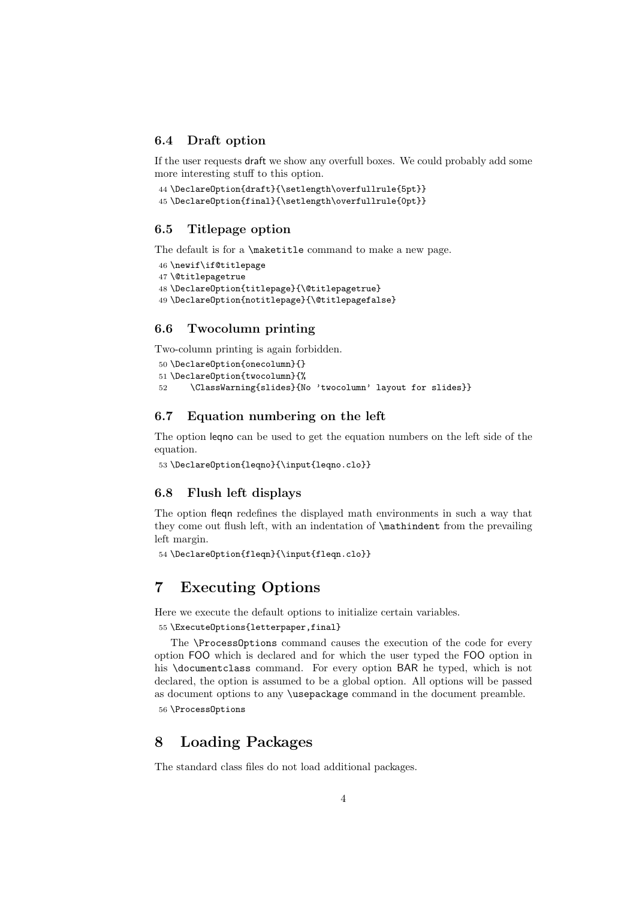### 6.4 Draft option

If the user requests draft we show any overfull boxes. We could probably add some more interesting stuff to this option.

```
44 \DeclareOption{draft}{\setlength\overfullrule{5pt}}
45 \DeclareOption{final}{\setlength\overfullrule{0pt}}
```

### 6.5 Titlepage option

The default is for a \maketitle command to make a new page.

```
46 \newif\if@titlepage
47 \@titlepagetrue
48 \DeclareOption{titlepage}{\@titlepagetrue}
49 \DeclareOption{notitlepage}{\@titlepagefalse}
```

### 6.6 Twocolumn printing

Two-column printing is again forbidden.

```
50 \DeclareOption{onecolumn}{}
51 \DeclareOption{twocolumn}{%
52     \ClassWarning{slides}{No 'twocolumn' layout for slides}}
```

### 6.7 Equation numbering on the left

The option leqno can be used to get the equation numbers on the left side of the equation.

```
53 \DeclareOption{leqno}{\input{leqno.clo}}
```

### 6.8 Flush left displays

The option fleqn redefines the displayed math environments in such a way that they come out flush left, with an indentation of \mathindent from the prevailing left margin.

```
54 \DeclareOption{fleqn}{\input{fleqn.clo}}
```

## 7 Executing Options

Here we execute the default options to initialize certain variables.

```
55 \ExecuteOptions{letterpaper,final}
```

The \ProcessOptions command causes the execution of the code for every option FOO which is declared and for which the user typed the FOO option in his \documentclass command. For every option BAR he typed, which is not declared, the option is assumed to be a global option. All options will be passed as document options to any \usepackage command in the document preamble.

```
56 \ProcessOptions
```

## 8 Loading Packages

The standard class files do not load additional packages.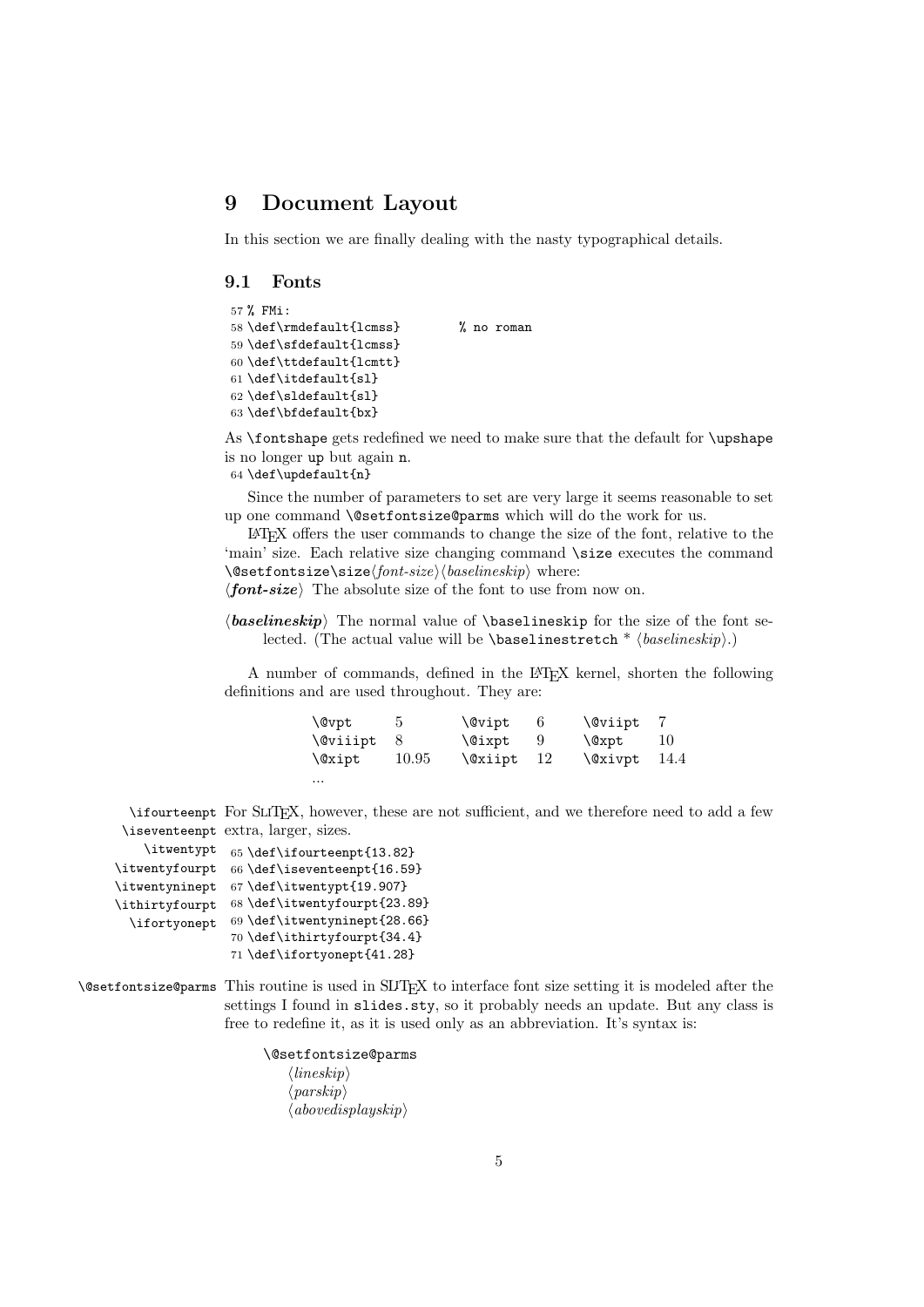## 9 Document Layout

In this section we are finally dealing with the nasty typographical details.

### 9.1 Fonts

```
57 % FMi:
58 \def\rmdefault{lcmss}        % no roman
59 \def\sfdefault{lcmss}
60 \def\ttdefault{lcmtt}
61 \def\itdefault{sl}
62 \def\sldefault{sl}
63 \def\bfdefault{bx}
```

As `\fontshape` gets redefined we need to make sure that the default for `\upshape` is no longer `up` but again `n`.

```
64 \def\updefault{n}
```

Since the number of parameters to set are very large it seems reasonable to set up one command `\@setfontsize@parms` which will do the work for us.

LaTeX offers the user commands to change the size of the font, relative to the 'main' size. Each relative size changing command `\size` executes the command `\@setfontsize\size`⟨*font-size*⟩⟨*baselineskip*⟩ where:

**⟨*font-size*⟩** The absolute size of the font to use from now on.

**⟨*baselineskip*⟩** The normal value of `\baselineskip` for the size of the font selected. (The actual value will be `\baselinestretch` * ⟨*baselineskip*⟩.)

A number of commands, defined in the LaTeX kernel, shorten the following definitions and are used throughout. They are:

| | | | | | |
|---|---|---|---|---|---|
| `\@vpt` | 5 | `\@vipt` | 6 | `\@viipt` | 7 |
| `\@viiipt` | 8 | `\@ixpt` | 9 | `\@xpt` | 10 |
| `\@xipt` | 10.95 | `\@xiipt` | 12 | `\@xivpt` | 14.4 |
| ... | | | | | |

`\ifourteenpt` `\iseventeenpt` `\itwentypt` `\itwentyfourpt` `\itwentyninept` `\ithirtyfourpt` `\ifortyonept`

For SLiTeX, however, these are not sufficient, and we therefore need to add a few extra, larger, sizes.

```
65 \def\ifourteenpt{13.82}
66 \def\iseventeenpt{16.59}
67 \def\itwentypt{19.907}
68 \def\itwentyfourpt{23.89}
69 \def\itwentyninept{28.66}
70 \def\ithirtyfourpt{34.4}
71 \def\ifortyonept{41.28}
```

`\@setfontsize@parms`

This routine is used in SLiTeX to interface font size setting it is modeled after the settings I found in `slides.sty`, so it probably needs an update. But any class is free to redefine it, as it is used only as an abbreviation. It's syntax is:

`\@setfontsize@parms`
⟨*lineskip*⟩
⟨*parskip*⟩
⟨*abovedisplayskip*⟩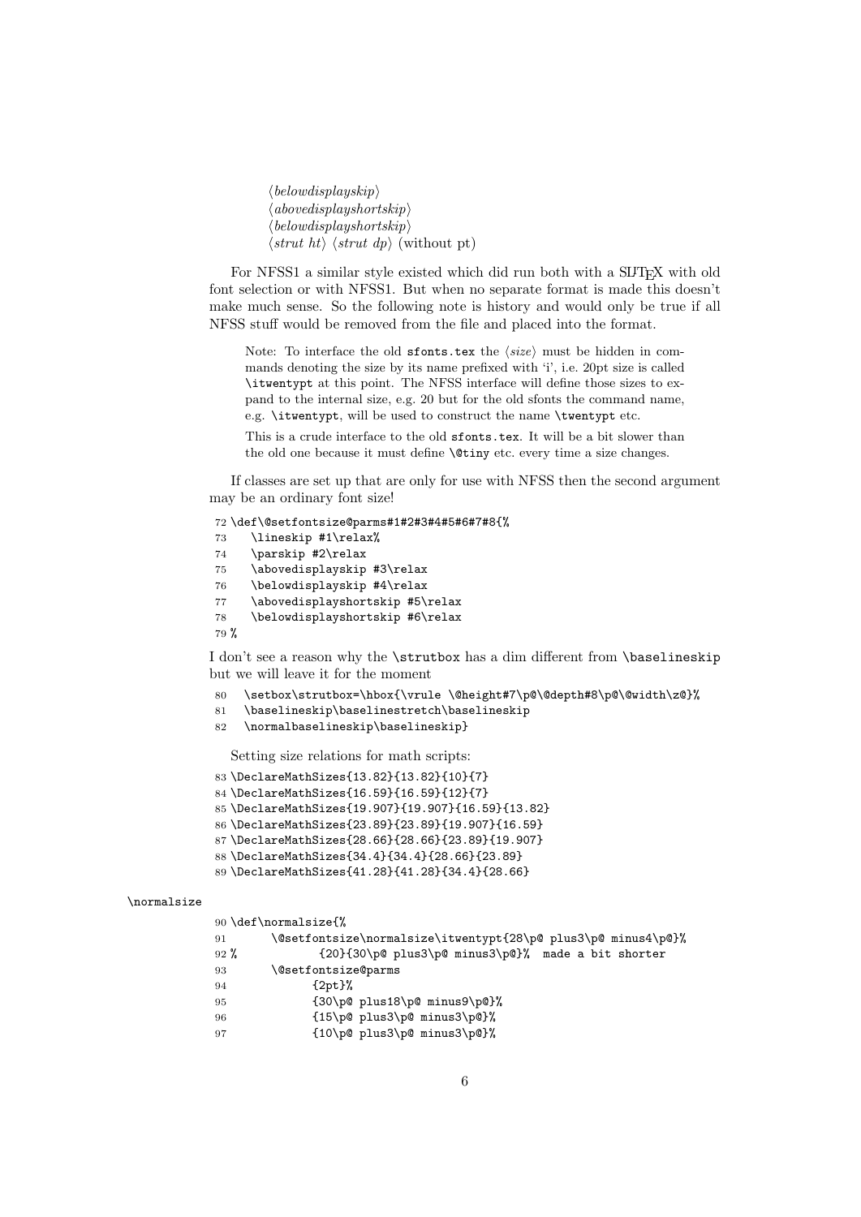⟨*belowdisplayskip*⟩
⟨*abovedisplayshortskip*⟩
⟨*belowdisplayshortskip*⟩
⟨*strut ht*⟩ ⟨*strut dp*⟩ (without pt)

For NFSS1 a similar style existed which did run both with a SLiTeX with old font selection or with NFSS1. But when no separate format is made this doesn't make much sense. So the following note is history and would only be true if all NFSS stuff would be removed from the file and placed into the format.

> Note: To interface the old `sfonts.tex` the ⟨*size*⟩ must be hidden in commands denoting the size by its name prefixed with 'i', i.e. 20pt size is called `\itwentypt` at this point. The NFSS interface will define those sizes to expand to the internal size, e.g. 20 but for the old sfonts the command name, e.g. `\itwentypt`, will be used to construct the name `\twentypt` etc.
>
> This is a crude interface to the old `sfonts.tex`. It will be a bit slower than the old one because it must define `\@tiny` etc. every time a size changes.

If classes are set up that are only for use with NFSS then the second argument may be an ordinary font size!

```
72 \def\@setfontsize@parms#1#2#3#4#5#6#7#8{%
73    \lineskip #1\relax%
74    \parskip #2\relax
75    \abovedisplayskip #3\relax
76    \belowdisplayskip #4\relax
77    \abovedisplayshortskip #5\relax
78    \belowdisplayshortskip #6\relax
79 %
```

I don't see a reason why the `\strutbox` has a dim different from `\baselineskip` but we will leave it for the moment

```
80    \setbox\strutbox=\hbox{\vrule \@height#7\p@\@depth#8\p@\@width\z@}%
81    \baselineskip\baselinestretch\baselineskip
82    \normalbaselineskip\baselineskip}
```

Setting size relations for math scripts:

```
83 \DeclareMathSizes{13.82}{13.82}{10}{7}
84 \DeclareMathSizes{16.59}{16.59}{12}{7}
85 \DeclareMathSizes{19.907}{19.907}{16.59}{13.82}
86 \DeclareMathSizes{23.89}{23.89}{19.907}{16.59}
87 \DeclareMathSizes{28.66}{28.66}{23.89}{19.907}
88 \DeclareMathSizes{34.4}{34.4}{28.66}{23.89}
89 \DeclareMathSizes{41.28}{41.28}{34.4}{28.66}
```

`\normalsize`

```
90 \def\normalsize{%
91       \@setfontsize\normalsize\itwentypt{28\p@ plus3\p@ minus4\p@}%
92 %            {20}{30\p@ plus3\p@ minus3\p@}%  made a bit shorter
93       \@setfontsize@parms
94             {2pt}%
95             {30\p@ plus18\p@ minus9\p@}%
96             {15\p@ plus3\p@ minus3\p@}%
97             {10\p@ plus3\p@ minus3\p@}%
```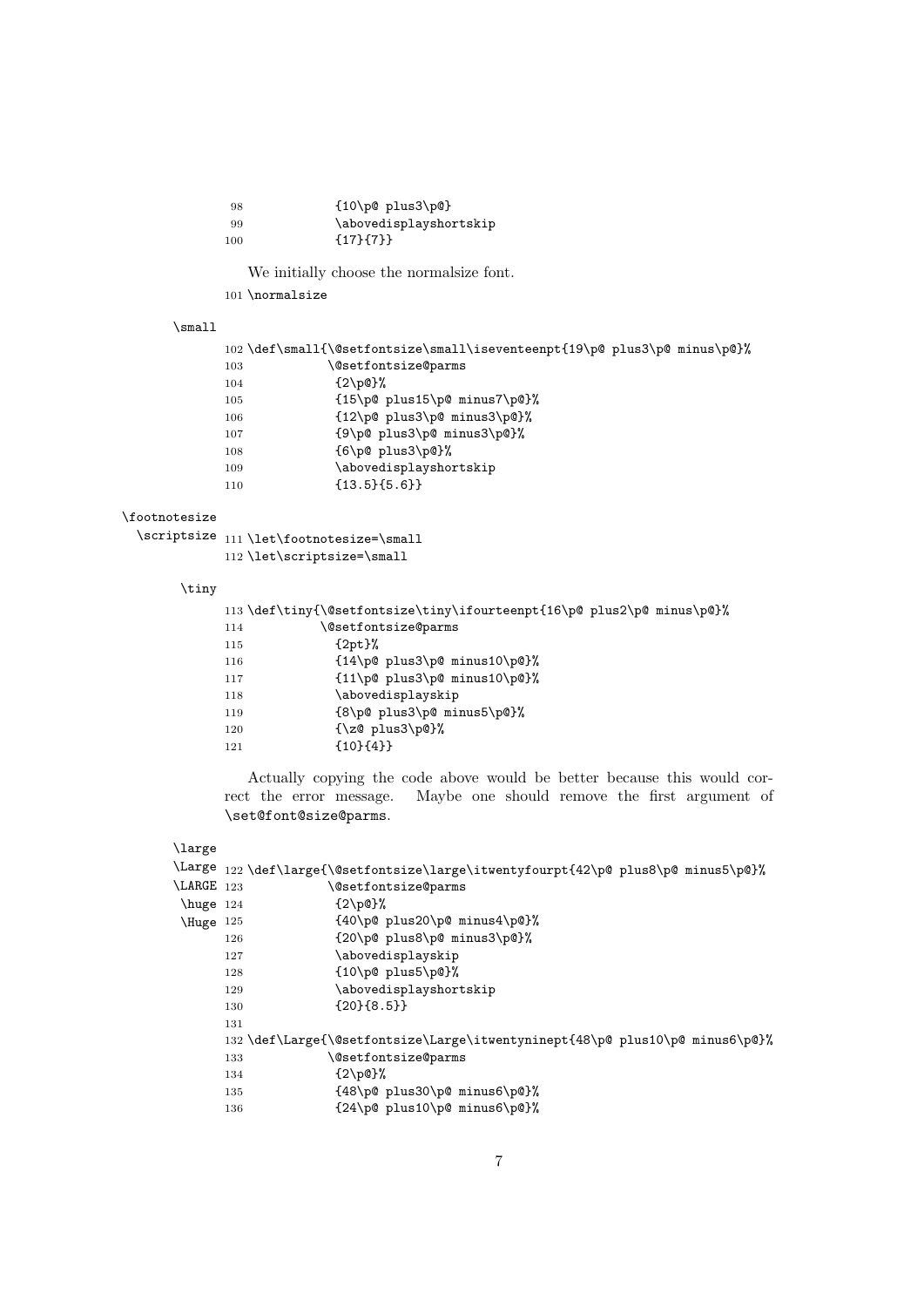```
98              {10\p@ plus3\p@}
99              \abovedisplayshortskip
100             {17}{7}}
```

We initially choose the normalsize font.

```
101 \normalsize
```

\small

```
102 \def\small{\@setfontsize\small\iseventeenpt{19\p@ plus3\p@ minus\p@}%
103            \@setfontsize@parms
104             {2\p@}%
105             {15\p@ plus15\p@ minus7\p@}%
106             {12\p@ plus3\p@ minus3\p@}%
107             {9\p@ plus3\p@ minus3\p@}%
108             {6\p@ plus3\p@}%
109             \abovedisplayshortskip
110             {13.5}{5.6}}
```

\footnotesize
\scriptsize

```
111 \let\footnotesize=\small
112 \let\scriptsize=\small
```

\tiny

```
113 \def\tiny{\@setfontsize\tiny\ifourteenpt{16\p@ plus2\p@ minus\p@}%
114           \@setfontsize@parms
115             {2pt}%
116             {14\p@ plus3\p@ minus10\p@}%
117             {11\p@ plus3\p@ minus10\p@}%
118             \abovedisplayskip
119             {8\p@ plus3\p@ minus5\p@}%
120             {\z@ plus3\p@}%
121             {10}{4}}
```

Actually copying the code above would be better because this would correct the error message. Maybe one should remove the first argument of `\set@font@size@parms`.

\large
\Large
\LARGE
\huge
\Huge

```
122 \def\large{\@setfontsize\large\itwentyfourpt{42\p@ plus8\p@ minus5\p@}%
123            \@setfontsize@parms
124             {2\p@}%
125             {40\p@ plus20\p@ minus4\p@}%
126             {20\p@ plus8\p@ minus3\p@}%
127             \abovedisplayskip
128             {10\p@ plus5\p@}%
129             \abovedisplayshortskip
130             {20}{8.5}}
131
132 \def\Large{\@setfontsize\Large\itwentyninept{48\p@ plus10\p@ minus6\p@}%
133            \@setfontsize@parms
134             {2\p@}%
135             {48\p@ plus30\p@ minus6\p@}%
136             {24\p@ plus10\p@ minus6\p@}%
```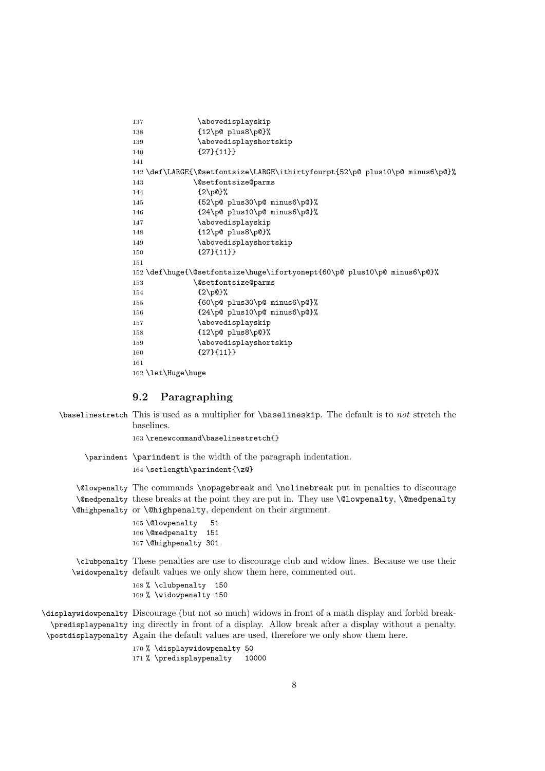```
137            \abovedisplayskip
138            {12\p@ plus8\p@}%
139            \abovedisplayshortskip
140            {27}{11}}
141
142 \def\LARGE{\@setfontsize\LARGE\ithirtyfourpt{52\p@ plus10\p@ minus6\p@}%
143           \@setfontsize@parms
144            {2\p@}%
145            {52\p@ plus30\p@ minus6\p@}%
146            {24\p@ plus10\p@ minus6\p@}%
147            \abovedisplayskip
148            {12\p@ plus8\p@}%
149            \abovedisplayshortskip
150            {27}{11}}
151
152 \def\huge{\@setfontsize\huge\ifortyonept{60\p@ plus10\p@ minus6\p@}%
153           \@setfontsize@parms
154            {2\p@}%
155            {60\p@ plus30\p@ minus6\p@}%
156            {24\p@ plus10\p@ minus6\p@}%
157            \abovedisplayskip
158            {12\p@ plus8\p@}%
159            \abovedisplayshortskip
160            {27}{11}}
161
162 \let\Huge\huge
```

## 9.2 Paragraphing

`\baselinestretch` This is used as a multiplier for `\baselineskip`. The default is to *not* stretch the baselines.

```
163 \renewcommand\baselinestretch{}
```

`\parindent` `\parindent` is the width of the paragraph indentation.

```
164 \setlength\parindent{\z@}
```

`\@lowpenalty` `\@medpenalty` `\@highpenalty` The commands `\nopagebreak` and `\nolinebreak` put in penalties to discourage these breaks at the point they are put in. They use `\@lowpenalty`, `\@medpenalty` or `\@highpenalty`, dependent on their argument.

```
165 \@lowpenalty   51
166 \@medpenalty  151
167 \@highpenalty 301
```

`\clubpenalty` `\widowpenalty` These penalties are use to discourage club and widow lines. Because we use their default values we only show them here, commented out.

```
168 % \clubpenalty  150
169 % \widowpenalty 150
```

`\displaywidowpenalty` `\predisplaypenalty` `\postdisplaypenalty` Discourage (but not so much) widows in front of a math display and forbid breaking directly in front of a display. Allow break after a display without a penalty. Again the default values are used, therefore we only show them here.

```
170 % \displaywidowpenalty 50
171 % \predisplaypenalty   10000
```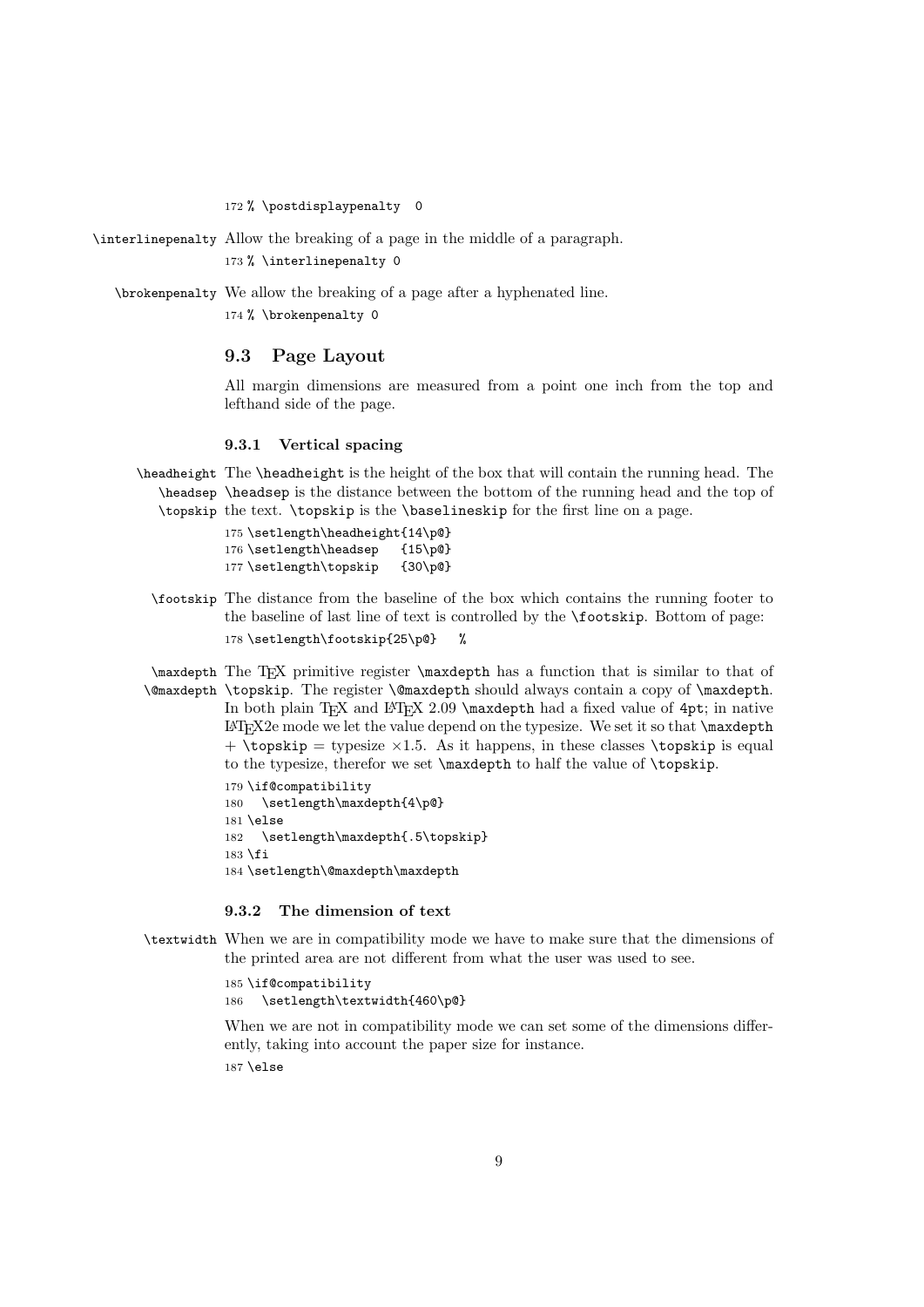```
172 % \postdisplaypenalty  0
```

`\interlinepenalty` Allow the breaking of a page in the middle of a paragraph.

```
173 % \interlinepenalty 0
```

`\brokenpenalty` We allow the breaking of a page after a hyphenated line.

```
174 % \brokenpenalty 0
```

## 9.3 Page Layout

All margin dimensions are measured from a point one inch from the top and lefthand side of the page.

### 9.3.1 Vertical spacing

`\headheight` `\headsep` `\topskip` The `\headheight` is the height of the box that will contain the running head. The `\headsep` is the distance between the bottom of the running head and the top of the text. `\topskip` is the `\baselineskip` for the first line on a page.

```
175 \setlength\headheight{14\p@}
176 \setlength\headsep   {15\p@}
177 \setlength\topskip   {30\p@}
```

`\footskip` The distance from the baseline of the box which contains the running footer to the baseline of last line of text is controlled by the `\footskip`. Bottom of page:

```
178 \setlength\footskip{25\p@}   %
```

`\maxdepth` `\@maxdepth` The TeX primitive register `\maxdepth` has a function that is similar to that of `\topskip`. The register `\@maxdepth` should always contain a copy of `\maxdepth`. In both plain TeX and LaTeX 2.09 `\maxdepth` had a fixed value of `4pt`; in native LaTeX2e mode we let the value depend on the typesize. We set it so that `\maxdepth` + `\topskip` = typesize ×1.5. As it happens, in these classes `\topskip` is equal to the typesize, therefor we set `\maxdepth` to half the value of `\topskip`.

```
179 \if@compatibility
180   \setlength\maxdepth{4\p@}
181 \else
182   \setlength\maxdepth{.5\topskip}
183 \fi
184 \setlength\@maxdepth\maxdepth
```

### 9.3.2 The dimension of text

`\textwidth` When we are in compatibility mode we have to make sure that the dimensions of the printed area are not different from what the user was used to see.

```
185 \if@compatibility
186   \setlength\textwidth{460\p@}
```

When we are not in compatibility mode we can set some of the dimensions differently, taking into account the paper size for instance.

```
187 \else
```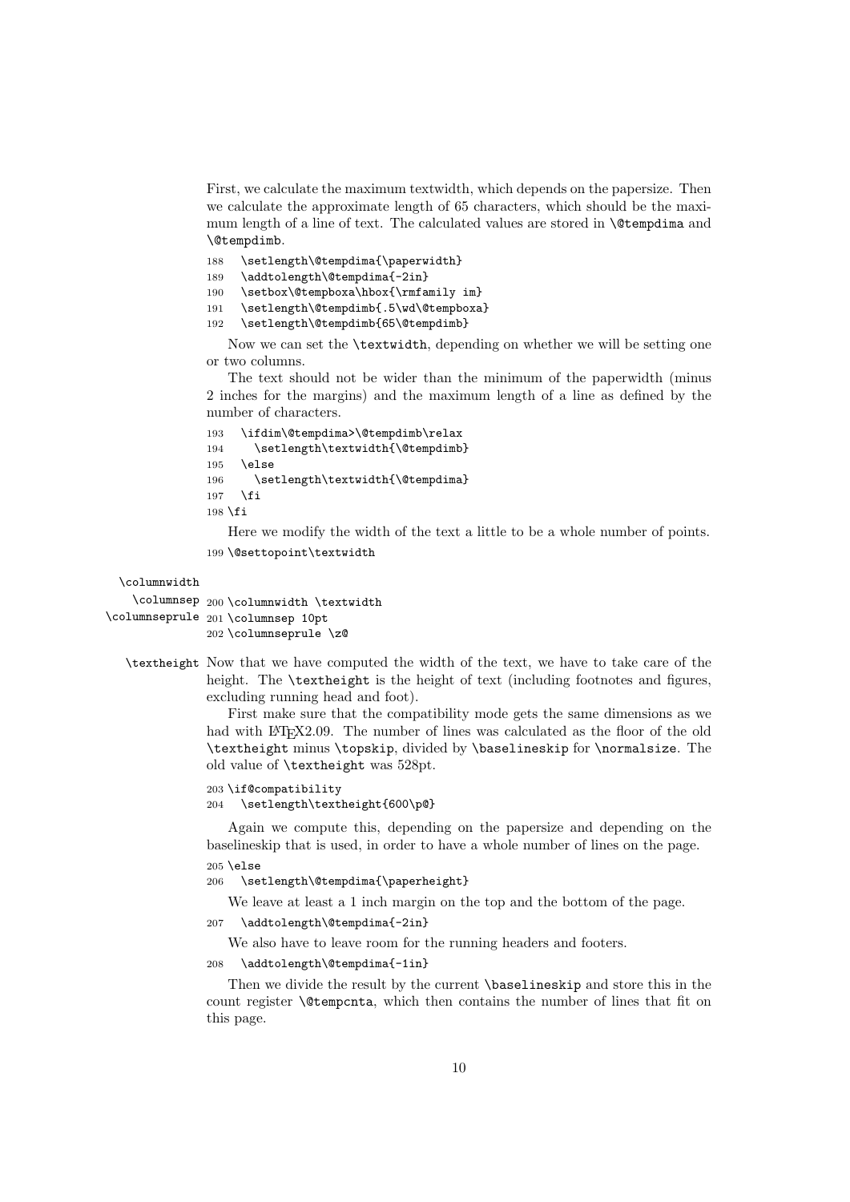First, we calculate the maximum textwidth, which depends on the papersize. Then we calculate the approximate length of 65 characters, which should be the maximum length of a line of text. The calculated values are stored in `\@tempdima` and `\@tempdimb`.

```
188   \setlength\@tempdima{\paperwidth}
189   \addtolength\@tempdima{-2in}
190   \setbox\@tempboxa\hbox{\rmfamily im}
191   \setlength\@tempdimb{.5\wd\@tempboxa}
192   \setlength\@tempdimb{65\@tempdimb}
```

Now we can set the `\textwidth`, depending on whether we will be setting one or two columns.

The text should not be wider than the minimum of the paperwidth (minus 2 inches for the margins) and the maximum length of a line as defined by the number of characters.

```
193   \ifdim\@tempdima>\@tempdimb\relax
194     \setlength\textwidth{\@tempdimb}
195   \else
196     \setlength\textwidth{\@tempdima}
197   \fi
198 \fi
```

Here we modify the width of the text a little to be a whole number of points.

```
199 \@settopoint\textwidth
```

`\columnwidth` `\columnsep` `\columnseprule`

```
200 \columnwidth \textwidth
201 \columnsep 10pt
202 \columnseprule \z@
```

`\textheight` Now that we have computed the width of the text, we have to take care of the height. The `\textheight` is the height of text (including footnotes and figures, excluding running head and foot).

First make sure that the compatibility mode gets the same dimensions as we had with LaTeX2.09. The number of lines was calculated as the floor of the old `\textheight` minus `\topskip`, divided by `\baselineskip` for `\normalsize`. The old value of `\textheight` was 528pt.

```
203 \if@compatibility
204   \setlength\textheight{600\p@}
```

Again we compute this, depending on the papersize and depending on the baselineskip that is used, in order to have a whole number of lines on the page.

```
205 \else
206   \setlength\@tempdima{\paperheight}
```

We leave at least a 1 inch margin on the top and the bottom of the page.

```
207   \addtolength\@tempdima{-2in}
```

We also have to leave room for the running headers and footers.

```
208   \addtolength\@tempdima{-1in}
```

Then we divide the result by the current `\baselineskip` and store this in the count register `\@tempcnta`, which then contains the number of lines that fit on this page.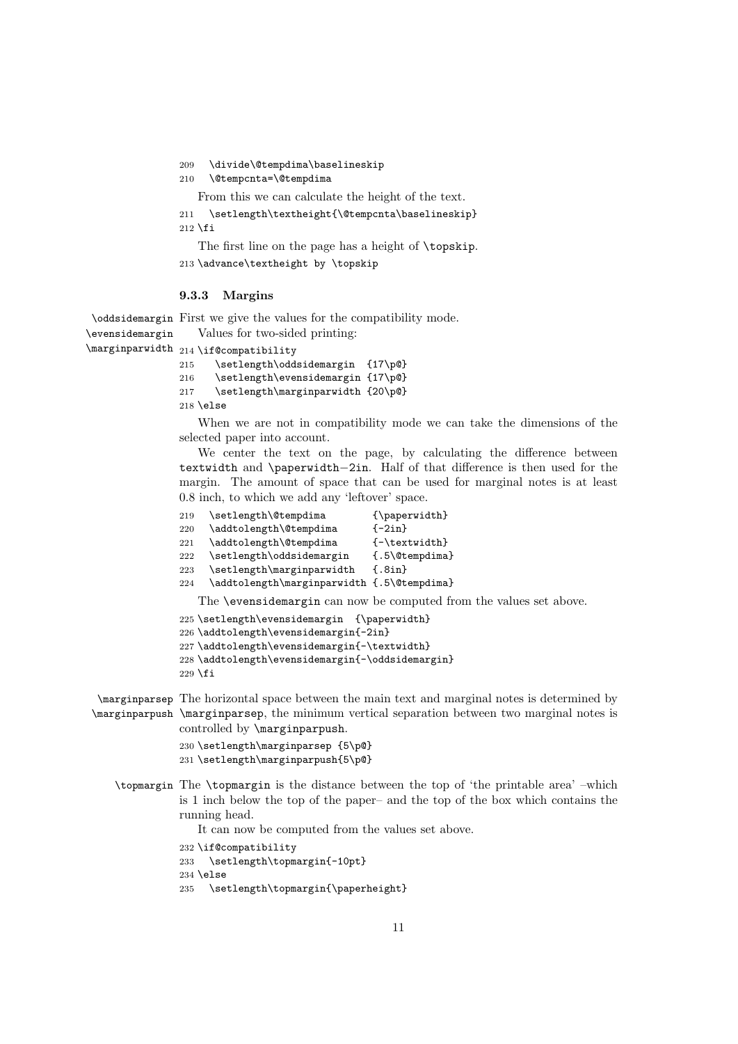```
209   \divide\@tempdima\baselineskip
210   \@tempcnta=\@tempdima
```

From this we can calculate the height of the text.

```
211   \setlength\textheight{\@tempcnta\baselineskip}
212 \fi
```

The first line on the page has a height of `\topskip`.

```
213 \advance\textheight by \topskip
```

### 9.3.3 Margins

`\oddsidemargin` `\evensidemargin` `\marginparwidth`

First we give the values for the compatibility mode.

Values for two-sided printing:

```
214 \if@compatibility
215    \setlength\oddsidemargin  {17\p@}
216    \setlength\evensidemargin {17\p@}
217    \setlength\marginparwidth {20\p@}
218 \else
```

When we are not in compatibility mode we can take the dimensions of the selected paper into account.

We center the text on the page, by calculating the difference between textwidth and \paperwidth−2in. Half of that difference is then used for the margin. The amount of space that can be used for marginal notes is at least 0.8 inch, to which we add any 'leftover' space.

```
219   \setlength\@tempdima        {\paperwidth}
220   \addtolength\@tempdima      {-2in}
221   \addtolength\@tempdima      {-\textwidth}
222   \setlength\oddsidemargin    {.5\@tempdima}
223   \setlength\marginparwidth   {.8in}
224   \addtolength\marginparwidth {.5\@tempdima}
```

The `\evensidemargin` can now be computed from the values set above.

```
225 \setlength\evensidemargin  {\paperwidth}
226 \addtolength\evensidemargin{-2in}
227 \addtolength\evensidemargin{-\textwidth}
228 \addtolength\evensidemargin{-\oddsidemargin}
229 \fi
```

`\marginparsep` `\marginparpush`

The horizontal space between the main text and marginal notes is determined by `\marginparsep`, the minimum vertical separation between two marginal notes is controlled by `\marginparpush`.

```
230 \setlength\marginparsep {5\p@}
231 \setlength\marginparpush{5\p@}
```

`\topmargin`

The `\topmargin` is the distance between the top of 'the printable area' –which is 1 inch below the top of the paper– and the top of the box which contains the running head.

It can now be computed from the values set above.

```
232 \if@compatibility
233   \setlength\topmargin{-10pt}
234 \else
235   \setlength\topmargin{\paperheight}
```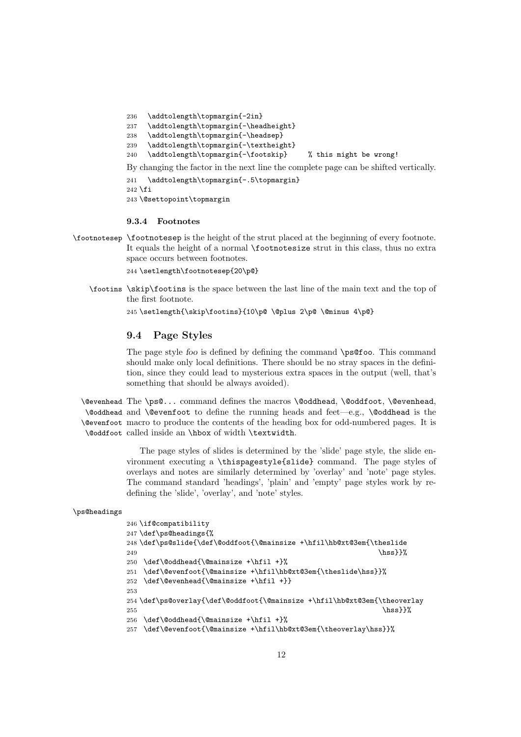```
236   \addtolength\topmargin{-2in}
237   \addtolength\topmargin{-\headheight}
238   \addtolength\topmargin{-\headsep}
239   \addtolength\topmargin{-\textheight}
240   \addtolength\topmargin{-\footskip}     % this might be wrong!
```

By changing the factor in the next line the complete page can be shifted vertically.

```
241   \addtolength\topmargin{-.5\topmargin}
242 \fi
243 \@settopoint\topmargin
```

#### 9.3.4 Footnotes

`\footnotesep` \footnotesep is the height of the strut placed at the beginning of every footnote. It equals the height of a normal \footnotesize strut in this class, thus no extra space occurs between footnotes.

```
244 \setlength\footnotesep{20\p@}
```

`\footins` \skip\footins is the space between the last line of the main text and the top of the first footnote.

```
245 \setlength{\skip\footins}{10\p@ \@plus 2\p@ \@minus 4\p@}
```

### 9.4 Page Styles

The page style *foo* is defined by defining the command \ps@foo. This command should make only local definitions. There should be no stray spaces in the definition, since they could lead to mysterious extra spaces in the output (well, that's something that should be always avoided).

`\@evenhead` `\@oddhead` `\@evenfoot` `\@oddfoot` The \ps@... command defines the macros \@oddhead, \@oddfoot, \@evenhead, and \@evenfoot to define the running heads and feet—e.g., \@oddhead is the macro to produce the contents of the heading box for odd-numbered pages. It is called inside an \hbox of width \textwidth.

The page styles of slides is determined by the 'slide' page style, the slide environment executing a \thispagestyle{slide} command. The page styles of overlays and notes are similarly determined by 'overlay' and 'note' page styles. The command standard 'headings', 'plain' and 'empty' page styles work by redefining the 'slide', 'overlay', and 'note' styles.

`\ps@headings`

```
246 \if@compatibility
247 \def\ps@headings{%
248 \def\ps@slide{\def\@oddfoot{\@mainsize +\hfil\hb@xt@3em{\theslide
249                                                             \hss}}%
250  \def\@oddhead{\@mainsize +\hfil +}%
251  \def\@evenfoot{\@mainsize +\hfil\hb@xt@3em{\theslide\hss}}%
252  \def\@evenhead{\@mainsize +\hfil +}}
253
254 \def\ps@overlay{\def\@oddfoot{\@mainsize +\hfil\hb@xt@3em{\theoverlay
255                                                             \hss}}%
256  \def\@oddhead{\@mainsize +\hfil +}%
257  \def\@evenfoot{\@mainsize +\hfil\hb@xt@3em{\theoverlay\hss}}%
```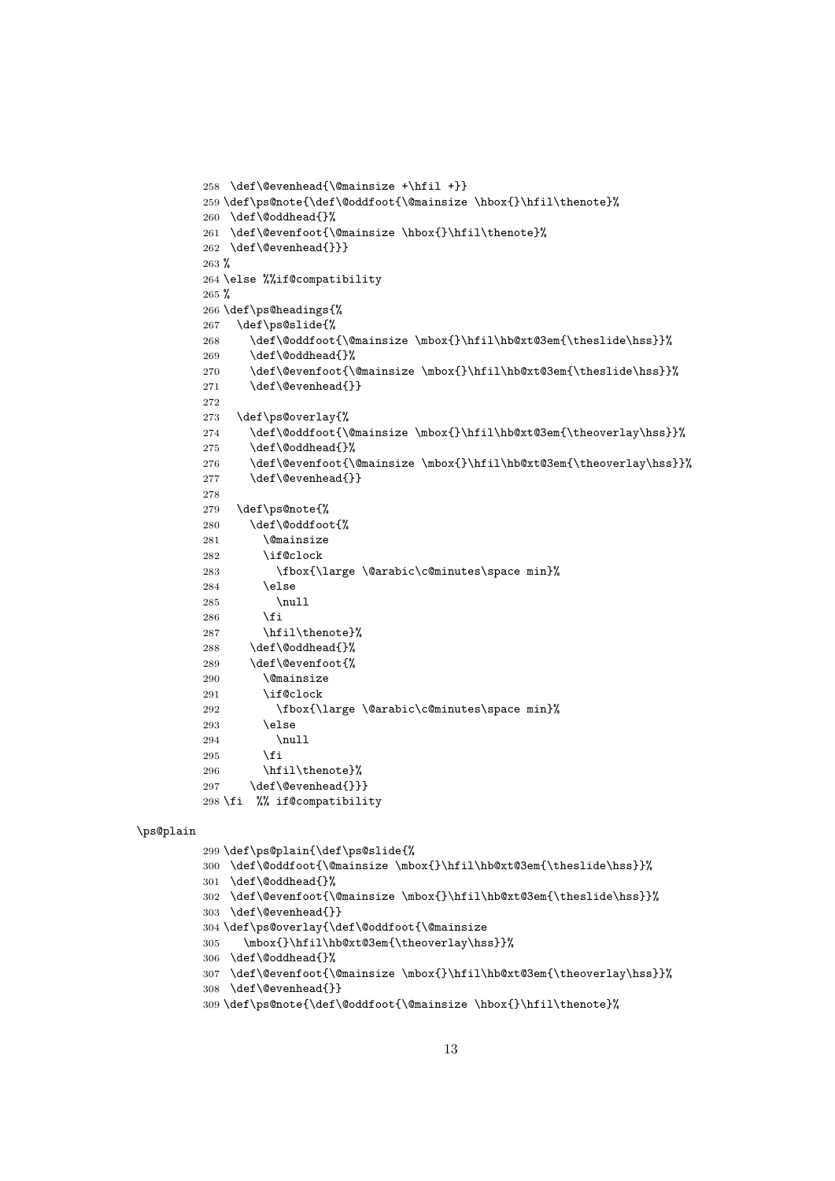```
258 \def\@evenhead{\@mainsize +\hfil +}}
259 \def\ps@note{\def\@oddfoot{\@mainsize \hbox{}\hfil\thenote}%
260 \def\@oddhead{}%
261 \def\@evenfoot{\@mainsize \hbox{}\hfil\thenote}%
262 \def\@evenhead{}}}
263 %
264 \else %%if@compatibility
265 %
266 \def\ps@headings{%
267   \def\ps@slide{%
268     \def\@oddfoot{\@mainsize \mbox{}\hfil\hb@xt@3em{\theslide\hss}}%
269     \def\@oddhead{}%
270     \def\@evenfoot{\@mainsize \mbox{}\hfil\hb@xt@3em{\theslide\hss}}%
271     \def\@evenhead{}}
272
273   \def\ps@overlay{%
274     \def\@oddfoot{\@mainsize \mbox{}\hfil\hb@xt@3em{\theoverlay\hss}}%
275     \def\@oddhead{}%
276     \def\@evenfoot{\@mainsize \mbox{}\hfil\hb@xt@3em{\theoverlay\hss}}%
277     \def\@evenhead{}}
278
279   \def\ps@note{%
280     \def\@oddfoot{%
281       \@mainsize
282       \if@clock
283         \fbox{\large \@arabic\c@minutes\space min}%
284       \else
285         \null
286       \fi
287       \hfil\thenote}%
288     \def\@oddhead{}%
289     \def\@evenfoot{%
290       \@mainsize
291       \if@clock
292         \fbox{\large \@arabic\c@minutes\space min}%
293       \else
294         \null
295       \fi
296       \hfil\thenote}%
297     \def\@evenhead{}}}
298 \fi  %% if@compatibility
```

\ps@plain

```
299 \def\ps@plain{\def\ps@slide{%
300 \def\@oddfoot{\@mainsize \mbox{}\hfil\hb@xt@3em{\theslide\hss}}%
301 \def\@oddhead{}%
302 \def\@evenfoot{\@mainsize \mbox{}\hfil\hb@xt@3em{\theslide\hss}}%
303 \def\@evenhead{}}
304 \def\ps@overlay{\def\@oddfoot{\@mainsize
305    \mbox{}\hfil\hb@xt@3em{\theoverlay\hss}}%
306 \def\@oddhead{}%
307 \def\@evenfoot{\@mainsize \mbox{}\hfil\hb@xt@3em{\theoverlay\hss}}%
308 \def\@evenhead{}}
309 \def\ps@note{\def\@oddfoot{\@mainsize \hbox{}\hfil\thenote}%
```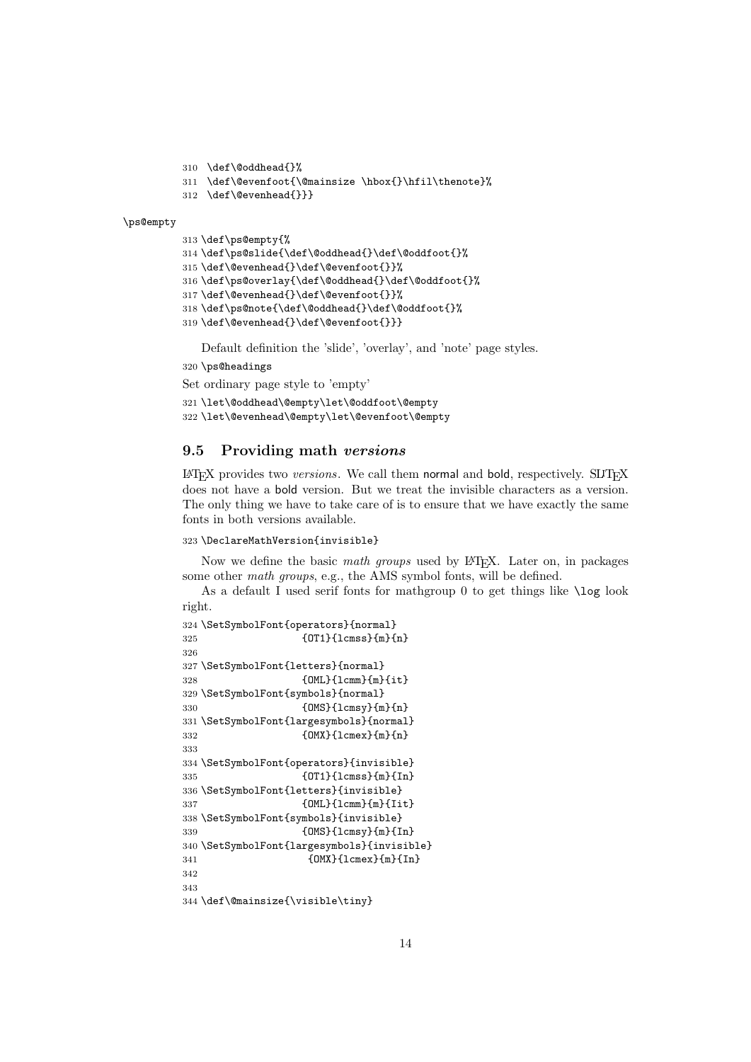```
310 \def\@oddhead{}%
311 \def\@evenfoot{\@mainsize \hbox{}\hfil\thenote}%
312 \def\@evenhead{}}}
```

\ps@empty

```
313 \def\ps@empty{%
314 \def\ps@slide{\def\@oddhead{}\def\@oddfoot{}%
315 \def\@evenhead{}\def\@evenfoot{}}%
316 \def\ps@overlay{\def\@oddhead{}\def\@oddfoot{}%
317 \def\@evenhead{}\def\@evenfoot{}}%
318 \def\ps@note{\def\@oddhead{}\def\@oddfoot{}%
319 \def\@evenhead{}\def\@evenfoot{}}}
```

Default definition the 'slide', 'overlay', and 'note' page styles.

```
320 \ps@headings
```

Set ordinary page style to 'empty'

```
321 \let\@oddhead\@empty\let\@oddfoot\@empty
322 \let\@evenhead\@empty\let\@evenfoot\@empty
```

### 9.5 Providing math *versions*

LaTeX provides two *versions*. We call them normal and bold, respectively. SliTeX does not have a bold version. But we treat the invisible characters as a version. The only thing we have to take care of is to ensure that we have exactly the same fonts in both versions available.

```
323 \DeclareMathVersion{invisible}
```

Now we define the basic *math groups* used by LaTeX. Later on, in packages some other *math groups*, e.g., the AMS symbol fonts, will be defined.

As a default I used serif fonts for mathgroup 0 to get things like \log look right.

```
324 \SetSymbolFont{operators}{normal}
325                  {OT1}{lcmss}{m}{n}
326
327 \SetSymbolFont{letters}{normal}
328                  {OML}{lcmm}{m}{it}
329 \SetSymbolFont{symbols}{normal}
330                  {OMS}{lcmsy}{m}{n}
331 \SetSymbolFont{largesymbols}{normal}
332                  {OMX}{lcmex}{m}{n}
333
334 \SetSymbolFont{operators}{invisible}
335                  {OT1}{lcmss}{m}{In}
336 \SetSymbolFont{letters}{invisible}
337                  {OML}{lcmm}{m}{Iit}
338 \SetSymbolFont{symbols}{invisible}
339                  {OMS}{lcmsy}{m}{In}
340 \SetSymbolFont{largesymbols}{invisible}
341                   {OMX}{lcmex}{m}{In}
342
343
344 \def\@mainsize{\visible\tiny}
```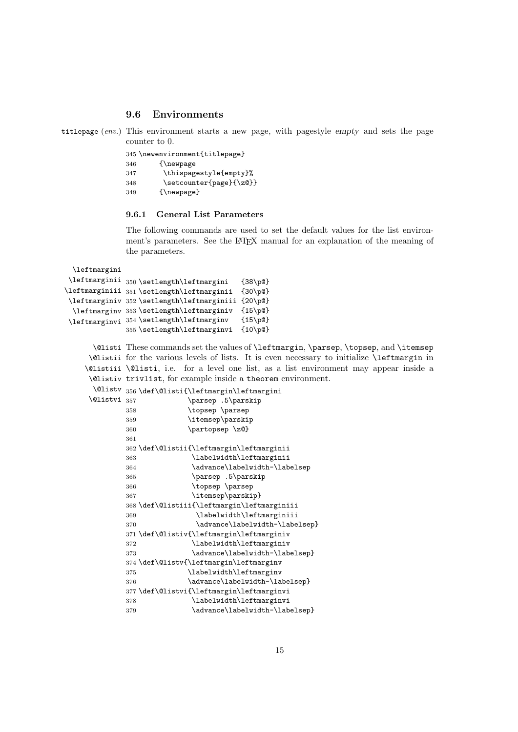## 9.6 Environments

titlepage (*env.*) This environment starts a new page, with pagestyle *empty* and sets the page counter to 0.

```
345 \newenvironment{titlepage}
346      {\newpage
347       \thispagestyle{empty}%
348       \setcounter{page}{\z@}}
349      {\newpage}
```

### 9.6.1 General List Parameters

The following commands are used to set the default values for the list environment's parameters. See the LaTeX manual for an explanation of the meaning of the parameters.

\leftmargini \leftmarginii \leftmarginiii \leftmarginiv \leftmarginv \leftmarginvi

```
350 \setlength\leftmargini   {38\p@}
351 \setlength\leftmarginii  {30\p@}
352 \setlength\leftmarginiii {20\p@}
353 \setlength\leftmarginiv  {15\p@}
354 \setlength\leftmarginv   {15\p@}
355 \setlength\leftmarginvi  {10\p@}
```

\@listi \@listii \@listiii \@listiv \@listv \@listvi These commands set the values of `\leftmargin`, `\parsep`, `\topsep`, and `\itemsep` for the various levels of lists. It is even necessary to initialize `\leftmargin` in `\@listi`, i.e. for a level one list, as a list environment may appear inside a `trivlist`, for example inside a `theorem` environment.

```
356 \def\@listi{\leftmargin\leftmargini
357             \parsep .5\parskip
358             \topsep \parsep
359             \itemsep\parskip
360             \partopsep \z@}
361
362 \def\@listii{\leftmargin\leftmarginii
363              \labelwidth\leftmarginii
364              \advance\labelwidth-\labelsep
365              \parsep .5\parskip
366              \topsep \parsep
367              \itemsep\parskip}
368 \def\@listiii{\leftmargin\leftmarginiii
369               \labelwidth\leftmarginiii
370               \advance\labelwidth-\labelsep}
371 \def\@listiv{\leftmargin\leftmarginiv
372              \labelwidth\leftmarginiv
373              \advance\labelwidth-\labelsep}
374 \def\@listv{\leftmargin\leftmarginv
375             \labelwidth\leftmarginv
376             \advance\labelwidth-\labelsep}
377 \def\@listvi{\leftmargin\leftmarginvi
378              \labelwidth\leftmarginvi
379              \advance\labelwidth-\labelsep}
```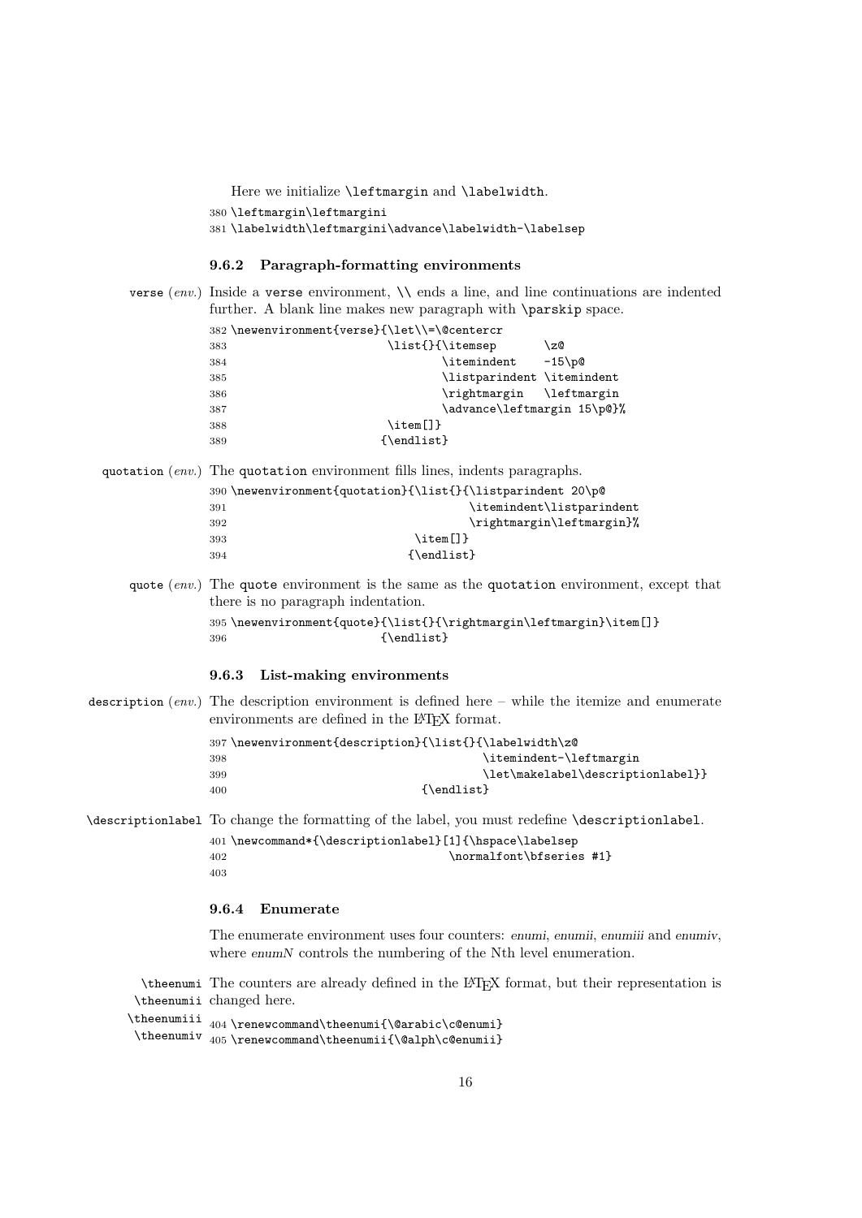Here we initialize `\leftmargin` and `\labelwidth`.

```
380 \leftmargin\leftmargini
381 \labelwidth\leftmargini\advance\labelwidth-\labelsep
```

### 9.6.2 Paragraph-formatting environments

verse (*env.*) Inside a `verse` environment, `\\` ends a line, and line continuations are indented further. A blank line makes new paragraph with `\parskip` space.

```
382 \newenvironment{verse}{\let\\=\@centercr
383                        \list{}{\itemsep       \z@
384                                \itemindent    -15\p@
385                                \listparindent \itemindent
386                                \rightmargin   \leftmargin
387                                \advance\leftmargin 15\p@}%
388                        \item[]}
389                       {\endlist}
```

quotation (*env.*) The `quotation` environment fills lines, indents paragraphs.

```
390 \newenvironment{quotation}{\list{}{\listparindent 20\p@
391                                    \itemindent\listparindent
392                                    \rightmargin\leftmargin}%
393                            \item[]}
394                           {\endlist}
```

quote (*env.*) The `quote` environment is the same as the `quotation` environment, except that there is no paragraph indentation.

```
395 \newenvironment{quote}{\list{}{\rightmargin\leftmargin}\item[]}
396                       {\endlist}
```

### 9.6.3 List-making environments

description (*env.*) The description environment is defined here – while the itemize and enumerate environments are defined in the LaTeX format.

```
397 \newenvironment{description}{\list{}{\labelwidth\z@
398                                      \itemindent-\leftmargin
399                                      \let\makelabel\descriptionlabel}}
400                             {\endlist}
```

\descriptionlabel To change the formatting of the label, you must redefine `\descriptionlabel`.

```
401 \newcommand*{\descriptionlabel}[1]{\hspace\labelsep
402                                  \normalfont\bfseries #1}
403
```

### 9.6.4 Enumerate

The enumerate environment uses four counters: *enumi*, *enumii*, *enumiii* and *enumiv*, where *enumN* controls the numbering of the Nth level enumeration.

\theenumi \theenumii \theenumiii \theenumiv The counters are already defined in the LaTeX format, but their representation is changed here.

```
404 \renewcommand\theenumi{\@arabic\c@enumi}
405 \renewcommand\theenumii{\@alph\c@enumii}
```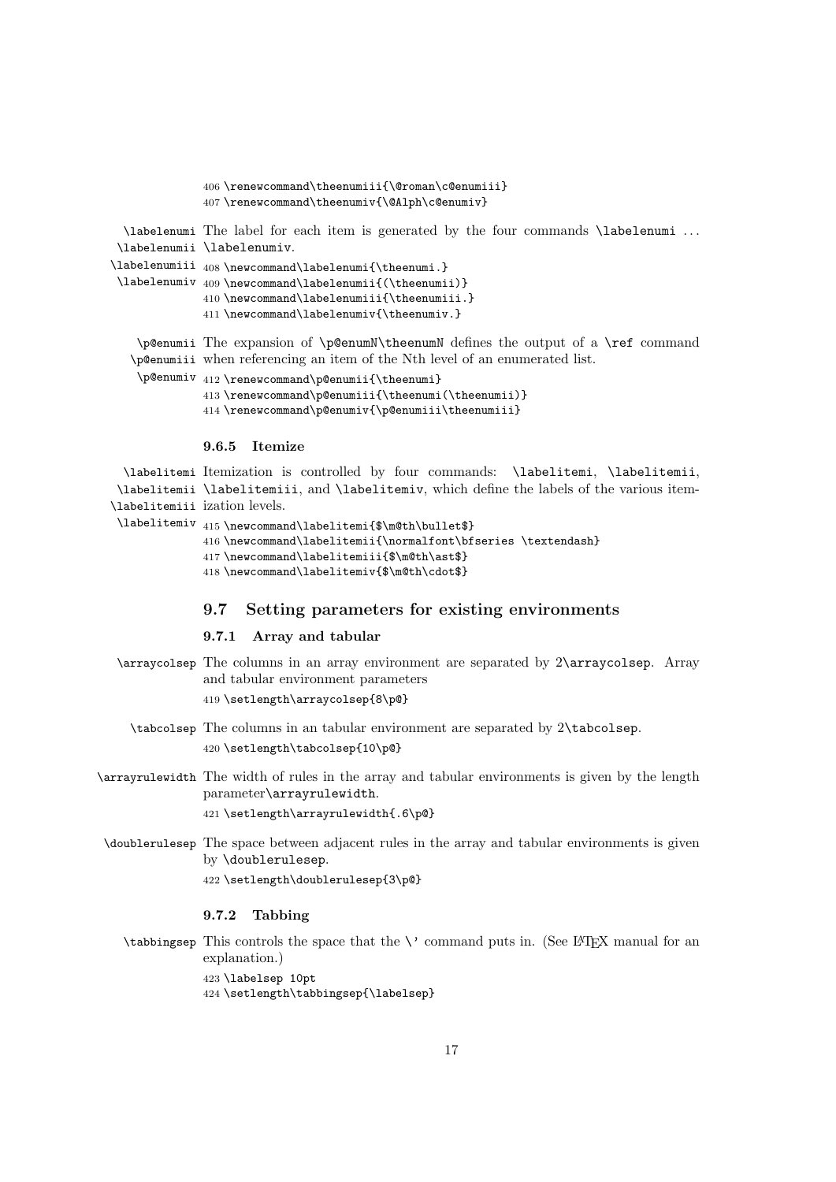```
406 \renewcommand\theenumiii{\@roman\c@enumiii}
407 \renewcommand\theenumiv{\@Alph\c@enumiv}
```

\labelenumi \labelenumii \labelenumiii \labelenumiv

The label for each item is generated by the four commands `\labelenumi` ... `\labelenumiv`.

```
408 \newcommand\labelenumi{\theenumi.}
409 \newcommand\labelenumii{(\theenumii)}
410 \newcommand\labelenumiii{\theenumiii.}
411 \newcommand\labelenumiv{\theenumiv.}
```

\p@enumii \p@enumiii \p@enumiv

The expansion of `\p@enumN\theenumN` defines the output of a `\ref` command when referencing an item of the Nth level of an enumerated list.

```
412 \renewcommand\p@enumii{\theenumi}
413 \renewcommand\p@enumiii{\theenumi(\theenumii)}
414 \renewcommand\p@enumiv{\p@enumiii\theenumiii}
```

### 9.6.5 Itemize

\labelitemi \labelitemii \labelitemiii \labelitemiv

Itemization is controlled by four commands: `\labelitemi`, `\labelitemii`, `\labelitemiii`, and `\labelitemiv`, which define the labels of the various itemization levels.

```
415 \newcommand\labelitemi{$\m@th\bullet$}
416 \newcommand\labelitemii{\normalfont\bfseries \textendash}
417 \newcommand\labelitemiii{$\m@th\ast$}
418 \newcommand\labelitemiv{$\m@th\cdot$}
```

## 9.7 Setting parameters for existing environments

### 9.7.1 Array and tabular

\arraycolsep

The columns in an array environment are separated by 2`\arraycolsep`. Array and tabular environment parameters

```
419 \setlength\arraycolsep{8\p@}
```

\tabcolsep

The columns in an tabular environment are separated by 2`\tabcolsep`.

```
420 \setlength\tabcolsep{10\p@}
```

\arrayrulewidth

The width of rules in the array and tabular environments is given by the length parameter`\arrayrulewidth`.

```
421 \setlength\arrayrulewidth{.6\p@}
```

\doublerulesep

The space between adjacent rules in the array and tabular environments is given by `\doublerulesep`.

```
422 \setlength\doublerulesep{3\p@}
```

### 9.7.2 Tabbing

\tabbingsep

This controls the space that the `\'` command puts in. (See LaTeX manual for an explanation.)

```
423 \labelsep 10pt
424 \setlength\tabbingsep{\labelsep}
```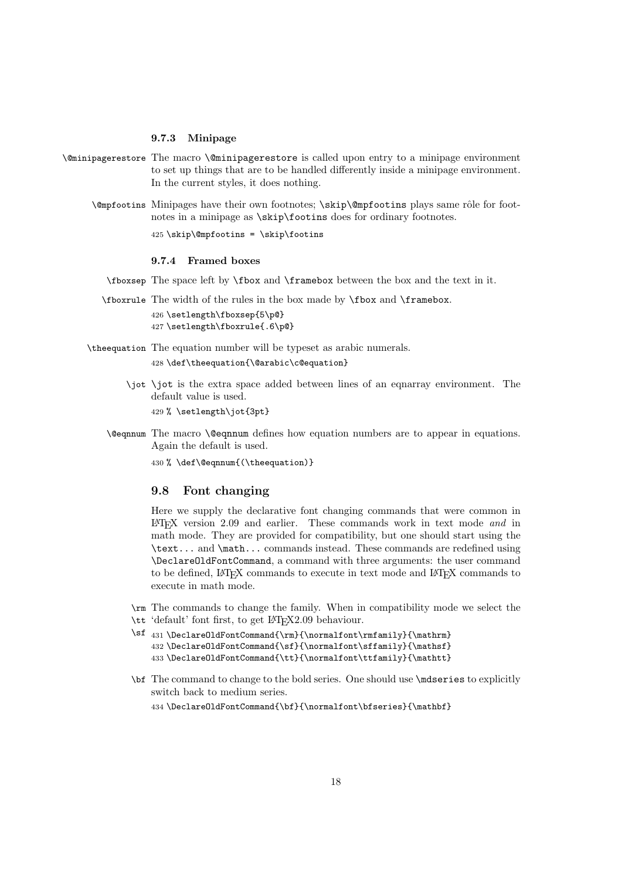#### 9.7.3 Minipage

`\@minipagerestore` The macro `\@minipagerestore` is called upon entry to a minipage environment to set up things that are to be handled differently inside a minipage environment. In the current styles, it does nothing.

`\@mpfootins` Minipages have their own footnotes; `\skip\@mpfootins` plays same rôle for footnotes in a minipage as `\skip\footins` does for ordinary footnotes.

```
425 \skip\@mpfootins = \skip\footins
```

#### 9.7.4 Framed boxes

`\fboxsep` The space left by `\fbox` and `\framebox` between the box and the text in it.

`\fboxrule` The width of the rules in the box made by `\fbox` and `\framebox`.

```
426 \setlength\fboxsep{5\p@}
427 \setlength\fboxrule{.6\p@}
```

`\theequation` The equation number will be typeset as arabic numerals.

```
428 \def\theequation{\@arabic\c@equation}
```

`\jot` `\jot` is the extra space added between lines of an eqnarray environment. The default value is used.

```
429 % \setlength\jot{3pt}
```

`\@eqnnum` The macro `\@eqnnum` defines how equation numbers are to appear in equations. Again the default is used.

```
430 % \def\@eqnnum{(\theequation)}
```

### 9.8 Font changing

Here we supply the declarative font changing commands that were common in LaTeX version 2.09 and earlier. These commands work in text mode *and* in math mode. They are provided for compatibility, but one should start using the `\text...` and `\math...` commands instead. These commands are redefined using `\DeclareOldFontCommand`, a command with three arguments: the user command to be defined, LaTeX commands to execute in text mode and LaTeX commands to execute in math mode.

`\rm` `\tt` `\sf` The commands to change the family. When in compatibility mode we select the 'default' font first, to get LaTeX2.09 behaviour.

```
431 \DeclareOldFontCommand{\rm}{\normalfont\rmfamily}{\mathrm}
432 \DeclareOldFontCommand{\sf}{\normalfont\sffamily}{\mathsf}
433 \DeclareOldFontCommand{\tt}{\normalfont\ttfamily}{\mathtt}
```

`\bf` The command to change to the bold series. One should use `\mdseries` to explicitly switch back to medium series.

```
434 \DeclareOldFontCommand{\bf}{\normalfont\bfseries}{\mathbf}
```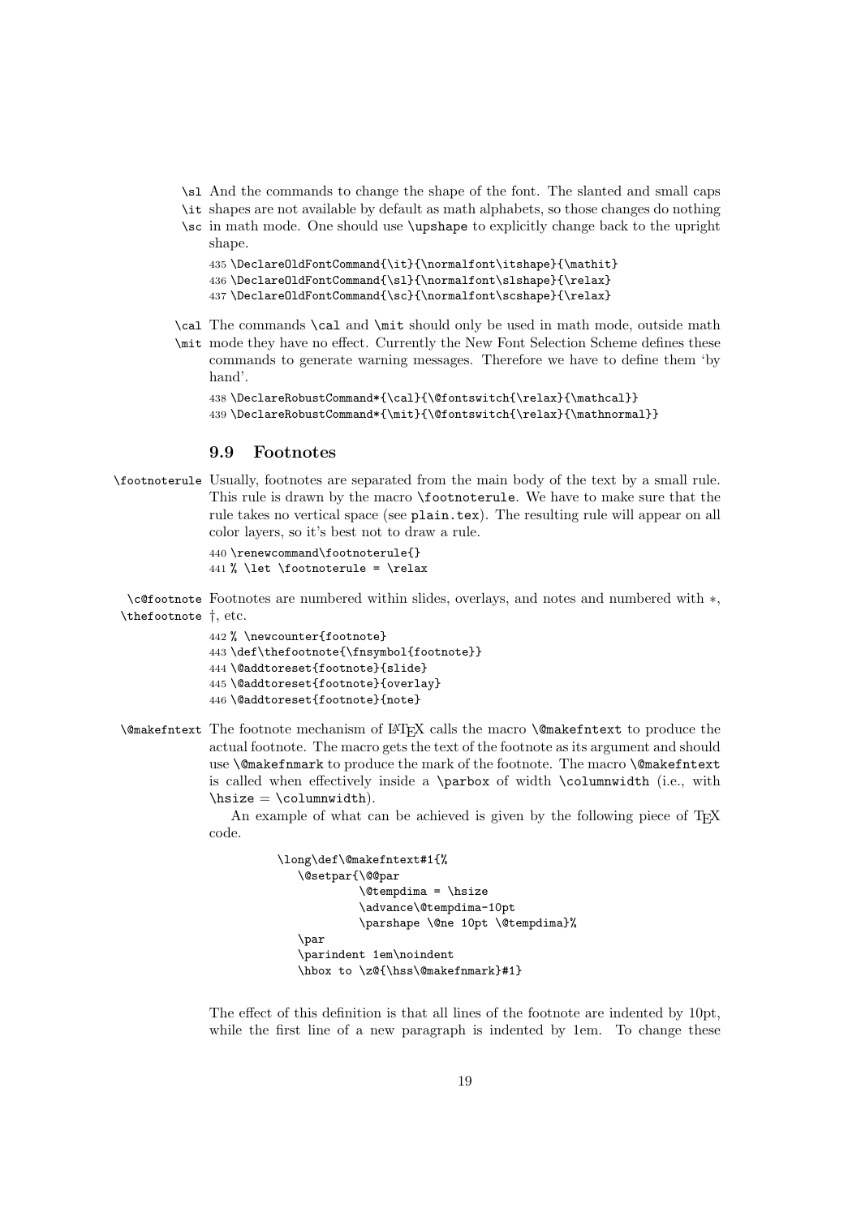`\sl` `\it` `\sc` And the commands to change the shape of the font. The slanted and small caps shapes are not available by default as math alphabets, so those changes do nothing in math mode. One should use `\upshape` to explicitly change back to the upright shape.

```
435 \DeclareOldFontCommand{\it}{\normalfont\itshape}{\mathit}
436 \DeclareOldFontCommand{\sl}{\normalfont\slshape}{\relax}
437 \DeclareOldFontCommand{\sc}{\normalfont\scshape}{\relax}
```

`\cal` `\mit` The commands `\cal` and `\mit` should only be used in math mode, outside math mode they have no effect. Currently the New Font Selection Scheme defines these commands to generate warning messages. Therefore we have to define them 'by hand'.

```
438 \DeclareRobustCommand*{\cal}{\@fontswitch{\relax}{\mathcal}}
439 \DeclareRobustCommand*{\mit}{\@fontswitch{\relax}{\mathnormal}}
```

### 9.9 Footnotes

`\footnoterule` Usually, footnotes are separated from the main body of the text by a small rule. This rule is drawn by the macro `\footnoterule`. We have to make sure that the rule takes no vertical space (see `plain.tex`). The resulting rule will appear on all color layers, so it's best not to draw a rule.

```
440 \renewcommand\footnoterule{}
441 % \let \footnoterule = \relax
```

`\c@footnote` `\thefootnote` Footnotes are numbered within slides, overlays, and notes and numbered with $*$, $\dagger$, etc.

```
442 % \newcounter{footnote}
443 \def\thefootnote{\fnsymbol{footnote}}
444 \@addtoreset{footnote}{slide}
445 \@addtoreset{footnote}{overlay}
446 \@addtoreset{footnote}{note}
```

`\@makefntext` The footnote mechanism of LaTeX calls the macro `\@makefntext` to produce the actual footnote. The macro gets the text of the footnote as its argument and should use `\@makefnmark` to produce the mark of the footnote. The macro `\@makefntext` is called when effectively inside a `\parbox` of width `\columnwidth` (i.e., with `\hsize` = `\columnwidth`).

An example of what can be achieved is given by the following piece of TeX code.

```
\long\def\@makefntext#1{%
   \@setpar{\@@par
          \@tempdima = \hsize
          \advance\@tempdima-10pt
          \parshape \@ne 10pt \@tempdima}%
   \par
   \parindent 1em\noindent
   \hbox to \z@{\hss\@makefnmark}#1}
```

The effect of this definition is that all lines of the footnote are indented by 10pt, while the first line of a new paragraph is indented by 1em. To change these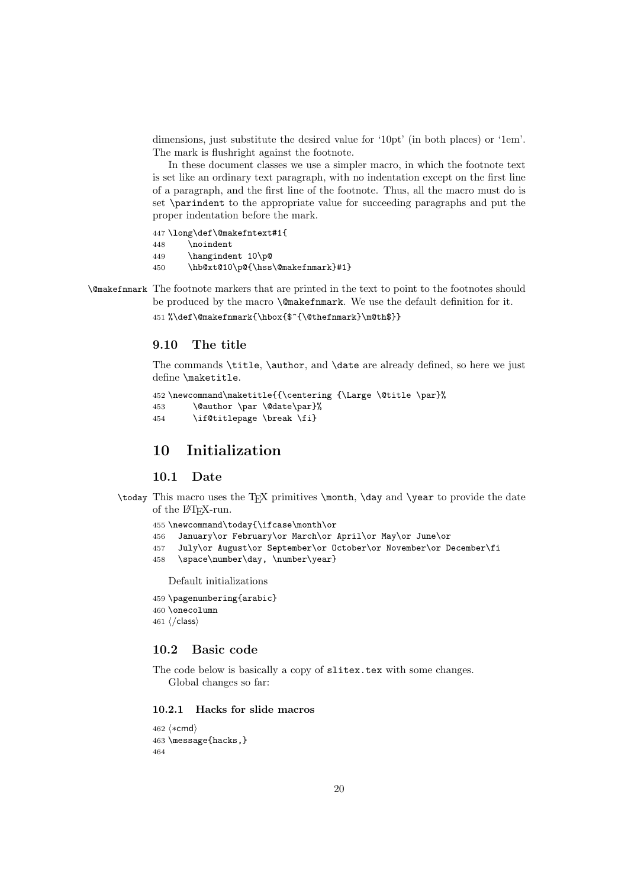dimensions, just substitute the desired value for '10pt' (in both places) or '1em'. The mark is flushright against the footnote.

In these document classes we use a simpler macro, in which the footnote text is set like an ordinary text paragraph, with no indentation except on the first line of a paragraph, and the first line of the footnote. Thus, all the macro must do is set `\parindent` to the appropriate value for succeeding paragraphs and put the proper indentation before the mark.

```
447 \long\def\@makefntext#1{
448     \noindent
449     \hangindent 10\p@
450     \hb@xt@10\p@{\hss\@makefnmark}#1}
```

`\@makefnmark` The footnote markers that are printed in the text to point to the footnotes should be produced by the macro `\@makefnmark`. We use the default definition for it.

```
451 %\def\@makefnmark{\hbox{$^{\@thefnmark}\m@th$}}
```

### 9.10 The title

The commands `\title`, `\author`, and `\date` are already defined, so here we just define `\maketitle`.

```
452 \newcommand\maketitle{{\centering {\Large \@title \par}%
453      \@author \par \@date\par}%
454      \if@titlepage \break \fi}
```

## 10 Initialization

### 10.1 Date

`\today` This macro uses the TeX primitives `\month`, `\day` and `\year` to provide the date of the LaTeX-run.

```
455 \newcommand\today{\ifcase\month\or
456   January\or February\or March\or April\or May\or June\or
457   July\or August\or September\or October\or November\or December\fi
458   \space\number\day, \number\year}
```

Default initializations

```
459 \pagenumbering{arabic}
460 \onecolumn
461 ⟨/class⟩
```

### 10.2 Basic code

The code below is basically a copy of `slitex.tex` with some changes.
Global changes so far:

#### 10.2.1 Hacks for slide macros

```
462 ⟨*cmd⟩
463 \message{hacks,}
464
```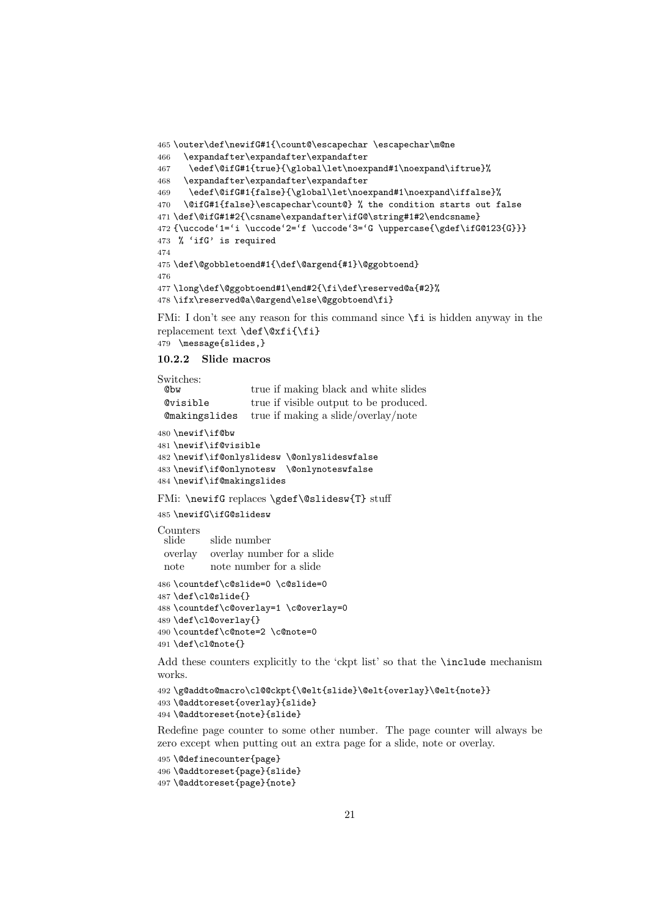```
465 \outer\def\newifG#1{\count@\escapechar \escapechar\m@ne
466   \expandafter\expandafter\expandafter
467    \edef\@ifG#1{true}{\global\let\noexpand#1\noexpand\iftrue}%
468   \expandafter\expandafter\expandafter
469    \edef\@ifG#1{false}{\global\let\noexpand#1\noexpand\iffalse}%
470   \@ifG#1{false}\escapechar\count@} % the condition starts out false
471 \def\@ifG#1#2{\csname\expandafter\ifG@\string#1#2\endcsname}
472 {\uccode`1=`i \uccode`2=`f \uccode`3=`G \uppercase{\gdef\ifG@123{G}}}
473  % `ifG' is required
474
475 \def\@gobbletoend#1{\def\@argend{#1}\@ggobtoend}
476
477 \long\def\@ggobtoend#1\end#2{\fi\def\reserved@a{#2}%
478 \ifx\reserved@a\@argend\else\@ggobtoend\fi}
```

FMi: I don't see any reason for this command since `\fi` is hidden anyway in the replacement text `\def\@xfi{\fi}`

```
479  \message{slides,}
```

### 10.2.2 Slide macros

Switches:

| | |
|---|---|
| `@bw` | true if making black and white slides |
| `@visible` | true if visible output to be produced. |
| `@makingslides` | true if making a slide/overlay/note |

```
480 \newif\if@bw
481 \newif\if@visible
482 \newif\if@onlyslidesw \@onlyslideswfalse
483 \newif\if@onlynotesw  \@onlynoteswfalse
484 \newif\if@makingslides
```

FMi: `\newifG` replaces `\gdef\@slidesw{T}` stuff

```
485 \newifG\ifG@slidesw
```

Counters

| | |
|---|---|
| slide | slide number |
| overlay | overlay number for a slide |
| note | note number for a slide |

```
486 \countdef\c@slide=0 \c@slide=0
487 \def\cl@slide{}
488 \countdef\c@overlay=1 \c@overlay=0
489 \def\cl@overlay{}
490 \countdef\c@note=2 \c@note=0
491 \def\cl@note{}
```

Add these counters explicitly to the 'ckpt list' so that the `\include` mechanism works.

```
492 \g@addto@macro\cl@@ckpt{\@elt{slide}\@elt{overlay}\@elt{note}}
493 \@addtoreset{overlay}{slide}
494 \@addtoreset{note}{slide}
```

Redefine page counter to some other number. The page counter will always be zero except when putting out an extra page for a slide, note or overlay.

```
495 \@definecounter{page}
496 \@addtoreset{page}{slide}
497 \@addtoreset{page}{note}
```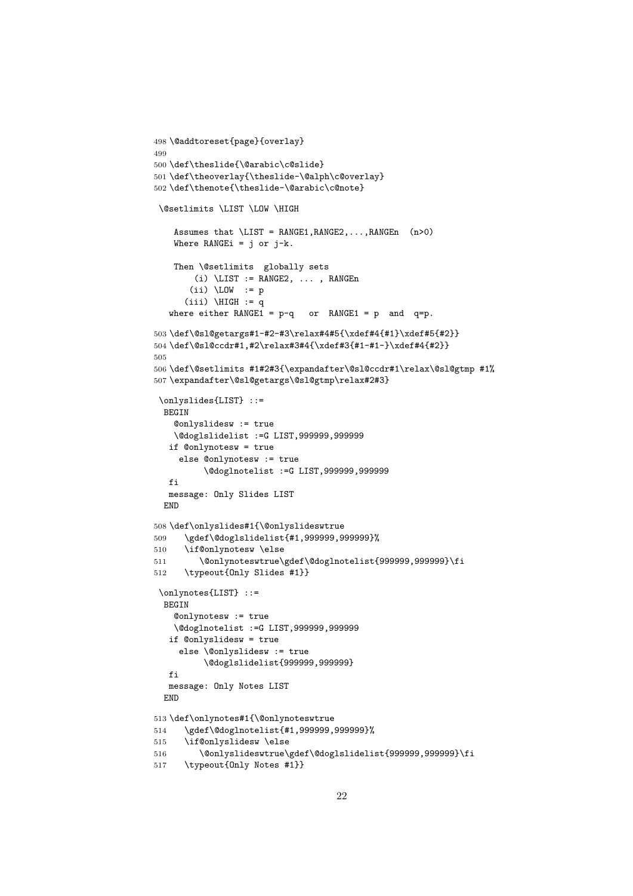```
498 \@addtoreset{page}{overlay}
499
500 \def\theslide{\@arabic\c@slide}
501 \def\theoverlay{\theslide-\@alph\c@overlay}
502 \def\thenote{\theslide-\@arabic\c@note}
```

```
\@setlimits \LIST \LOW \HIGH

   Assumes that \LIST = RANGE1,RANGE2,...,RANGEn  (n>0)
   Where RANGEi = j or j-k.

   Then \@setlimits  globally sets
       (i) \LIST := RANGE2, ... , RANGEn
      (ii) \LOW  := p
     (iii) \HIGH := q
  where either RANGE1 = p-q   or  RANGE1 = p  and  q=p.
```

```
503 \def\@sl@getargs#1-#2-#3\relax#4#5{\xdef#4{#1}\xdef#5{#2}}
504 \def\@sl@ccdr#1,#2\relax#3#4{\xdef#3{#1-#1-}\xdef#4{#2}}
505
506 \def\@setlimits #1#2#3{\expandafter\@sl@ccdr#1\relax\@sl@gtmp #1%
507 \expandafter\@sl@getargs\@sl@gtmp\relax#2#3}
```

```
\onlyslides{LIST} ::=
 BEGIN
   @onlyslidesw := true
   \@doglslidelist :=G LIST,999999,999999
  if @onlynotesw = true
    else @onlynotesw := true
         \@doglnotelist :=G LIST,999999,999999
  fi
  message: Only Slides LIST
 END
```

```
508 \def\onlyslides#1{\@onlyslideswtrue
509    \gdef\@doglslidelist{#1,999999,999999}%
510    \if@onlynotesw \else
511       \@onlynoteswtrue\gdef\@doglnotelist{999999,999999}\fi
512    \typeout{Only Slides #1}}
```

```
\onlynotes{LIST} ::=
 BEGIN
   @onlynotesw := true
   \@doglnotelist :=G LIST,999999,999999
  if @onlyslidesw = true
    else \@onlyslidesw := true
         \@doglslidelist{999999,999999}
  fi
  message: Only Notes LIST
 END
```

```
513 \def\onlynotes#1{\@onlynoteswtrue
514    \gdef\@doglnotelist{#1,999999,999999}%
515    \if@onlyslidesw \else
516       \@onlyslideswtrue\gdef\@doglslidelist{999999,999999}\fi
517    \typeout{Only Notes #1}}
```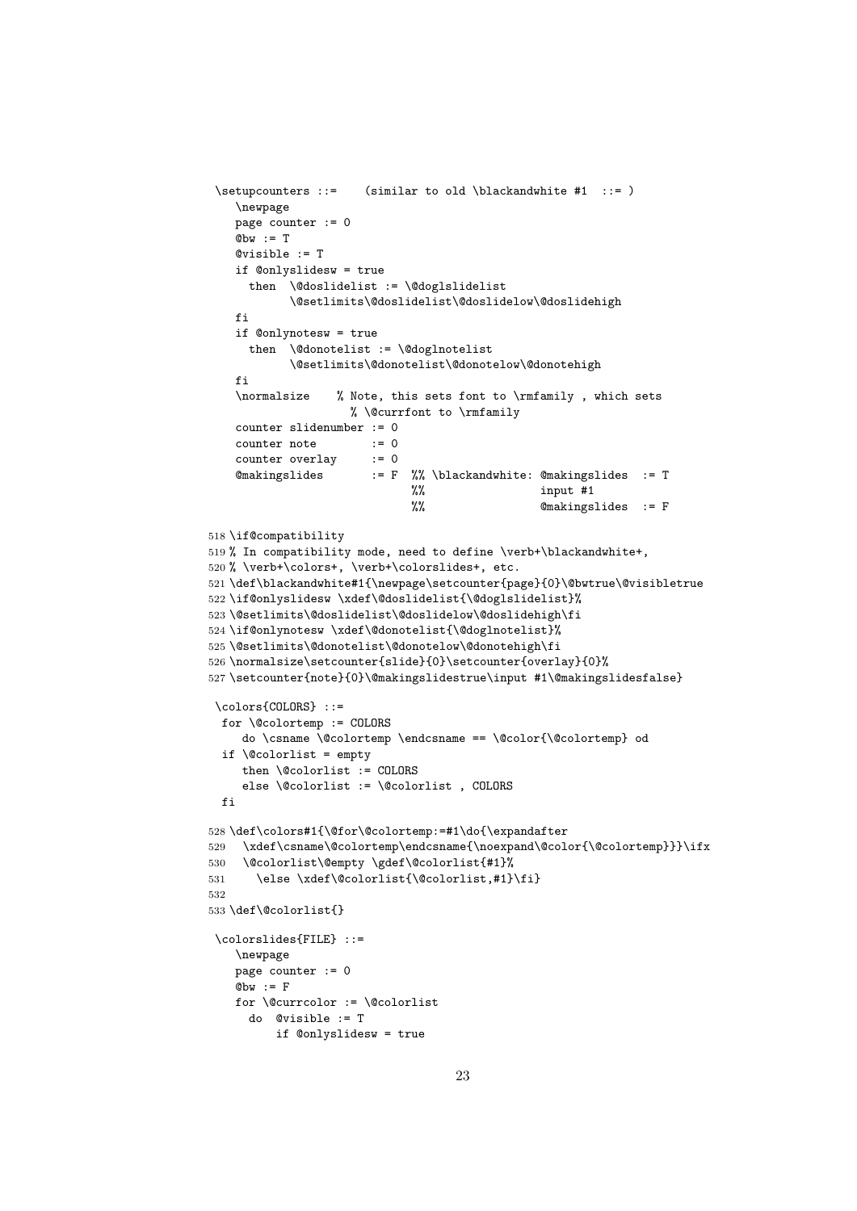```
\setupcounters ::=    (similar to old \blackandwhite #1  ::= )
   \newpage
   page counter := 0
   @bw := T
   @visible := T
   if @onlyslidesw = true
     then  \@doslidelist := \@doglslidelist
           \@setlimits\@doslidelist\@doslidelow\@doslidehigh
   fi
   if @onlynotesw = true
     then  \@donotelist := \@doglnotelist
           \@setlimits\@donotelist\@donotelow\@donotehigh
   fi
   \normalsize    % Note, this sets font to \rmfamily , which sets
                  % \@currfont to \rmfamily
   counter slidenumber := 0
   counter note        := 0
   counter overlay     := 0
   @makingslides       := F  %% \blackandwhite: @makingslides  := T
                             %%                 input #1
                             %%                 @makingslides  := F
```

```
518 \if@compatibility
519 % In compatibility mode, need to define \verb+\blackandwhite+,
520 % \verb+\colors+, \verb+\colorslides+, etc.
521 \def\blackandwhite#1{\newpage\setcounter{page}{0}\@bwtrue\@visibletrue
522 \if@onlyslidesw \xdef\@doslidelist{\@doglslidelist}%
523 \@setlimits\@doslidelist\@doslidelow\@doslidehigh\fi
524 \if@onlynotesw \xdef\@donotelist{\@doglnotelist}%
525 \@setlimits\@donotelist\@donotelow\@donotehigh\fi
526 \normalsize\setcounter{slide}{0}\setcounter{overlay}{0}%
527 \setcounter{note}{0}\@makingslidestrue\input #1\@makingslidesfalse}
```

```
\colors{COLORS} ::=
 for \@colortemp := COLORS
    do \csname \@colortemp \endcsname == \@color{\@colortemp} od
 if \@colorlist = empty
    then \@colorlist := COLORS
    else \@colorlist := \@colorlist , COLORS
 fi
```

```
528 \def\colors#1{\@for\@colortemp:=#1\do{\expandafter
529   \xdef\csname\@colortemp\endcsname{\noexpand\@color{\@colortemp}}}\ifx
530   \@colorlist\@empty \gdef\@colorlist{#1}%
531     \else \xdef\@colorlist{\@colorlist,#1}\fi}
532
533 \def\@colorlist{}
```

```
\colorslides{FILE} ::=
   \newpage
   page counter := 0
   @bw := F
   for \@currcolor := \@colorlist
     do  @visible := T
         if @onlyslidesw = true
```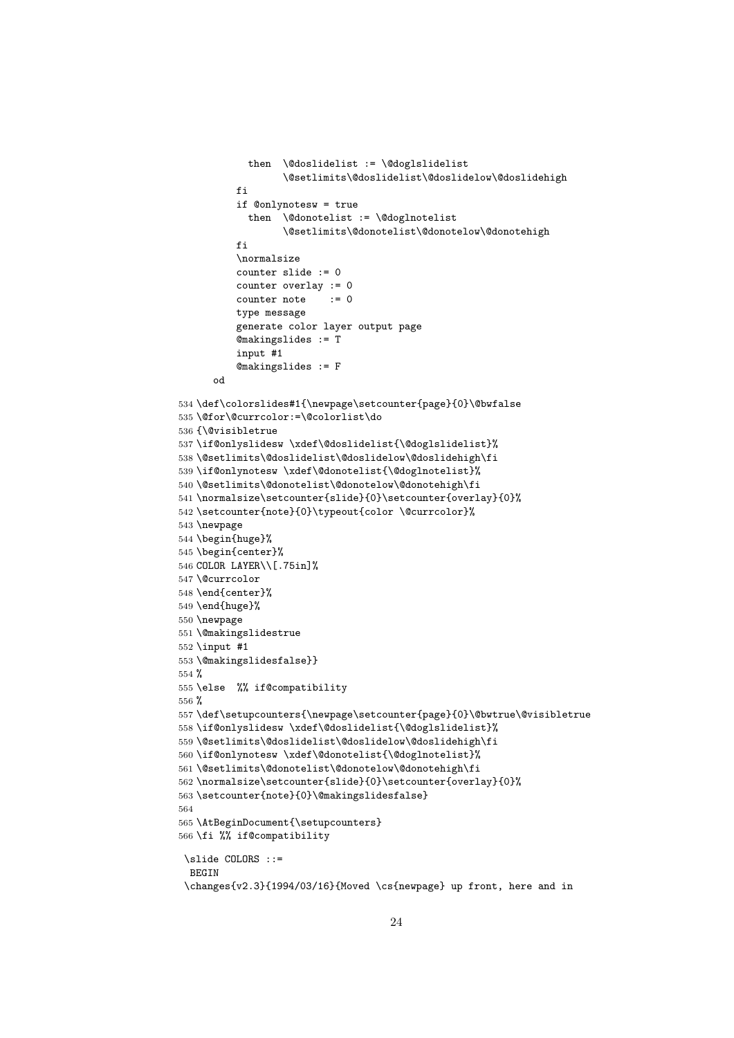```
        then  \@doslidelist := \@doglslidelist
              \@setlimits\@doslidelist\@doslidelow\@doslidehigh
      fi
      if @onlynotesw = true
        then  \@donotelist := \@doglnotelist
              \@setlimits\@donotelist\@donotelow\@donotehigh
      fi
      \normalsize
      counter slide := 0
      counter overlay := 0
      counter note    := 0
      type message
      generate color layer output page
      @makingslides := T
      input #1
      @makingslides := F
   od
```

```
534 \def\colorslides#1{\newpage\setcounter{page}{0}\@bwfalse
535 \@for\@currcolor:=\@colorlist\do
536 {\@visibletrue
537 \if@onlyslidesw \xdef\@doslidelist{\@doglslidelist}%
538 \@setlimits\@doslidelist\@doslidelow\@doslidehigh\fi
539 \if@onlynotesw \xdef\@donotelist{\@doglnotelist}%
540 \@setlimits\@donotelist\@donotelow\@donotehigh\fi
541 \normalsize\setcounter{slide}{0}\setcounter{overlay}{0}%
542 \setcounter{note}{0}\typeout{color \@currcolor}%
543 \newpage
544 \begin{huge}%
545 \begin{center}%
546 COLOR LAYER\\[.75in]%
547 \@currcolor
548 \end{center}%
549 \end{huge}%
550 \newpage
551 \@makingslidestrue
552 \input #1
553 \@makingslidesfalse}}
554 %
555 \else  %% if@compatibility
556 %
557 \def\setupcounters{\newpage\setcounter{page}{0}\@bwtrue\@visibletrue
558 \if@onlyslidesw \xdef\@doslidelist{\@doglslidelist}%
559 \@setlimits\@doslidelist\@doslidelow\@doslidehigh\fi
560 \if@onlynotesw \xdef\@donotelist{\@doglnotelist}%
561 \@setlimits\@donotelist\@donotelow\@donotehigh\fi
562 \normalsize\setcounter{slide}{0}\setcounter{overlay}{0}%
563 \setcounter{note}{0}\@makingslidesfalse}
564
565 \AtBeginDocument{\setupcounters}
566 \fi %% if@compatibility
```

```
\slide COLORS ::=
 BEGIN
\changes{v2.3}{1994/03/16}{Moved \cs{newpage} up front, here and in
```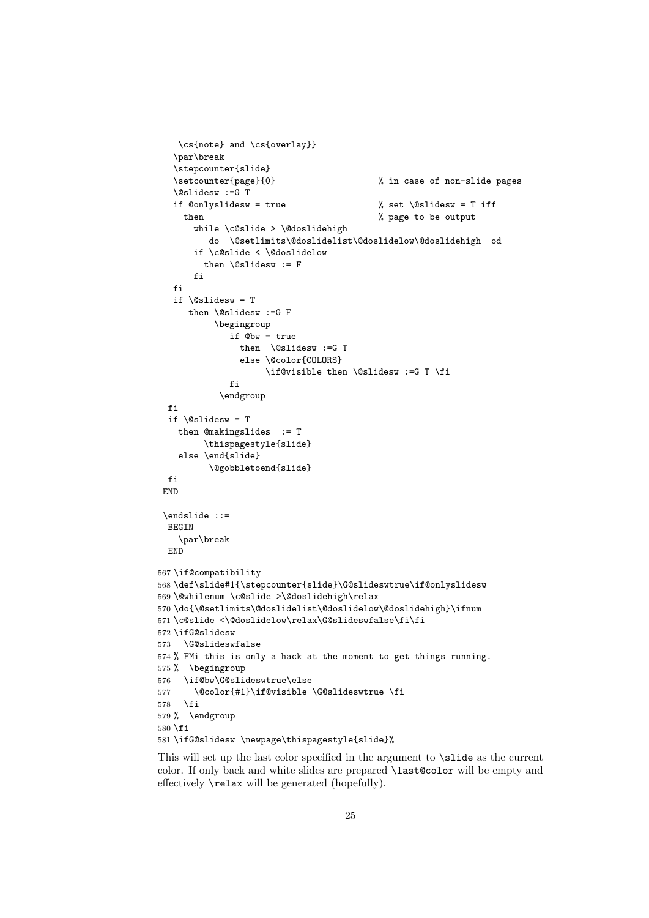```
   \cs{note} and \cs{overlay}}
  \par\break
  \stepcounter{slide}
  \setcounter{page}{0}                     % in case of non-slide pages
  \@slidesw :=G T
  if @onlyslidesw = true                   % set \@slidesw = T iff
    then                                   % page to be output
      while \c@slide > \@doslidehigh
         do  \@setlimits\@doslidelist\@doslidelow\@doslidehigh  od
      if \c@slide < \@doslidelow
        then \@slidesw := F
      fi
  fi
  if \@slidesw = T
     then \@slidesw :=G F
          \begingroup
             if @bw = true
               then  \@slidesw :=G T
               else \@color{COLORS}
                    \if@visible then \@slidesw :=G T \fi
             fi
           \endgroup
 fi
 if \@slidesw = T
   then @makingslides  := T
        \thispagestyle{slide}
   else \end{slide}
         \@gobbletoend{slide}
 fi
END

\endslide ::=
 BEGIN
   \par\break
 END
```

```
567 \if@compatibility
568 \def\slide#1{\stepcounter{slide}\G@slideswtrue\if@onlyslidesw
569 \@whilenum \c@slide >\@doslidehigh\relax
570 \do{\@setlimits\@doslidelist\@doslidelow\@doslidehigh}\ifnum
571 \c@slide <\@doslidelow\relax\G@slideswfalse\fi\fi
572 \ifG@slidesw
573   \G@slideswfalse
574 % FMi this is only a hack at the moment to get things running.
575 %  \begingroup
576   \if@bw\G@slideswtrue\else
577     \@color{#1}\if@visible \G@slideswtrue \fi
578   \fi
579 %  \endgroup
580 \fi
581 \ifG@slidesw \newpage\thispagestyle{slide}%
```

This will set up the last color specified in the argument to `\slide` as the current color. If only back and white slides are prepared `\last@color` will be empty and effectively `\relax` will be generated (hopefully).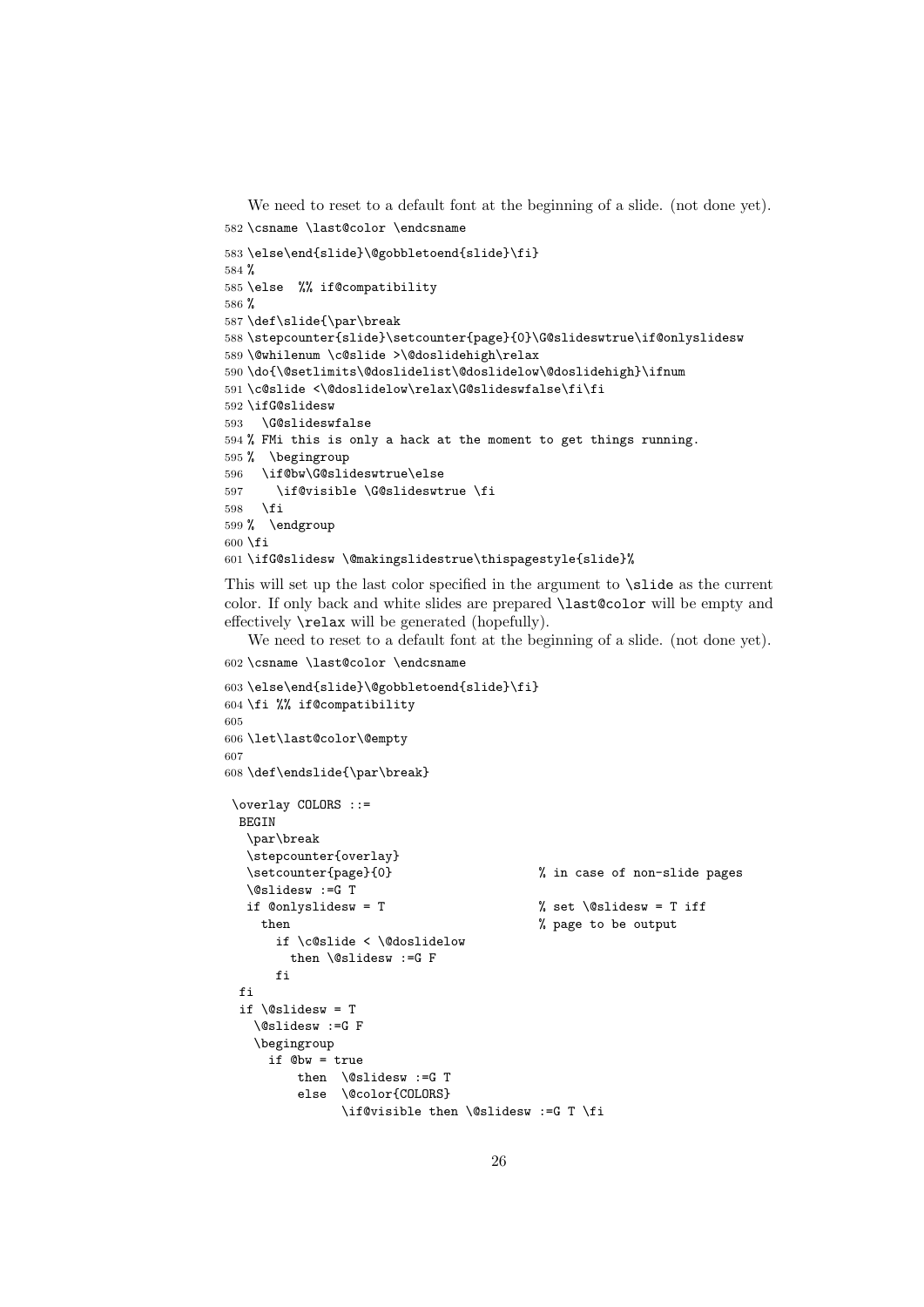We need to reset to a default font at the beginning of a slide. (not done yet).

```
582 \csname \last@color \endcsname
583 \else\end{slide}\@gobbletoend{slide}\fi}
584 %
585 \else  %% if@compatibility
586 %
587 \def\slide{\par\break
588 \stepcounter{slide}\setcounter{page}{0}\G@slideswtrue\if@onlyslidesw
589 \@whilenum \c@slide >\@doslidehigh\relax
590 \do{\@setlimits\@doslidelist\@doslidelow\@doslidehigh}\ifnum
591 \c@slide <\@doslidelow\relax\G@slideswfalse\fi\fi
592 \ifG@slidesw
593   \G@slideswfalse
594 % FMi this is only a hack at the moment to get things running.
595 %  \begingroup
596   \if@bw\G@slideswtrue\else
597     \if@visible \G@slideswtrue \fi
598   \fi
599 %  \endgroup
600 \fi
601 \ifG@slidesw \@makingslidestrue\thispagestyle{slide}%
```

This will set up the last color specified in the argument to `\slide` as the current color. If only back and white slides are prepared `\last@color` will be empty and effectively `\relax` will be generated (hopefully).

We need to reset to a default font at the beginning of a slide. (not done yet).

```
602 \csname \last@color \endcsname
603 \else\end{slide}\@gobbletoend{slide}\fi}
604 \fi %% if@compatibility
605
606 \let\last@color\@empty
607
608 \def\endslide{\par\break}
```

```
\overlay COLORS ::=
 BEGIN
  \par\break
  \stepcounter{overlay}
  \setcounter{page}{0}                    % in case of non-slide pages
  \@slidesw :=G T
  if @onlyslidesw = T                     % set \@slidesw = T iff
    then                                  % page to be output
      if \c@slide < \@doslidelow
        then \@slidesw :=G F
      fi
 fi
 if \@slidesw = T
   \@slidesw :=G F
   \begingroup
     if @bw = true
         then  \@slidesw :=G T
         else  \@color{COLORS}
               \if@visible then \@slidesw :=G T \fi
```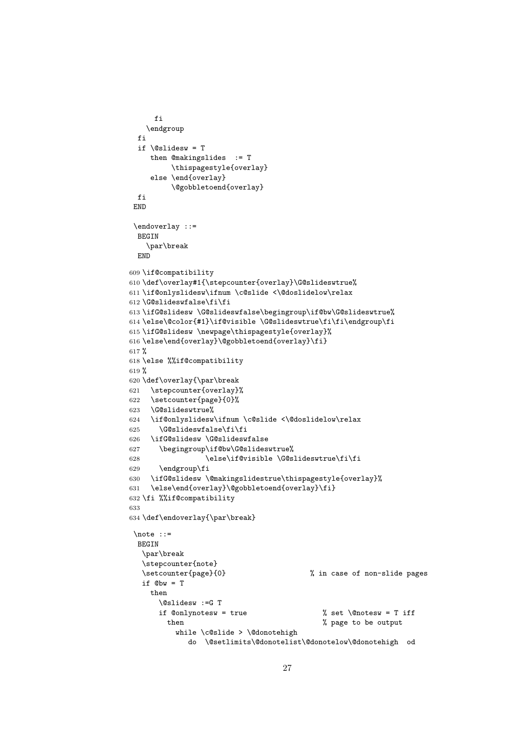```
     fi
   \endgroup
 fi
 if \@slidesw = T
    then @makingslides  := T
         \thispagestyle{overlay}
    else \end{overlay}
         \@gobbletoend{overlay}
 fi
END

\endoverlay ::=
 BEGIN
   \par\break
 END
```

```
609 \if@compatibility
610 \def\overlay#1{\stepcounter{overlay}\G@slideswtrue%
611 \if@onlyslidesw\ifnum \c@slide <\@doslidelow\relax
612 \G@slideswfalse\fi\fi
613 \ifG@slidesw \G@slideswfalse\begingroup\if@bw\G@slideswtrue%
614 \else\@color{#1}\if@visible \G@slideswtrue\fi\fi\endgroup\fi
615 \ifG@slidesw \newpage\thispagestyle{overlay}%
616 \else\end{overlay}\@gobbletoend{overlay}\fi}
617 %
618 \else %%if@compatibility
619 %
620 \def\overlay{\par\break
621   \stepcounter{overlay}%
622   \setcounter{page}{0}%
623   \G@slideswtrue%
624   \if@onlyslidesw\ifnum \c@slide <\@doslidelow\relax
625     \G@slideswfalse\fi\fi
626   \ifG@slidesw \G@slideswfalse
627     \begingroup\if@bw\G@slideswtrue%
628                \else\if@visible \G@slideswtrue\fi\fi
629     \endgroup\fi
630   \ifG@slidesw \@makingslidestrue\thispagestyle{overlay}%
631   \else\end{overlay}\@gobbletoend{overlay}\fi}
632 \fi %%if@compatibility
633
634 \def\endoverlay{\par\break}
```

```
\note ::=
 BEGIN
  \par\break
  \stepcounter{note}
  \setcounter{page}{0}                    % in case of non-slide pages
  if @bw = T
    then
      \@slidesw :=G T
      if @onlynotesw = true                  % set \@notesw = T iff
        then                                 % page to be output
          while \c@slide > \@donotehigh
             do  \@setlimits\@donotelist\@donotelow\@donotehigh  od
```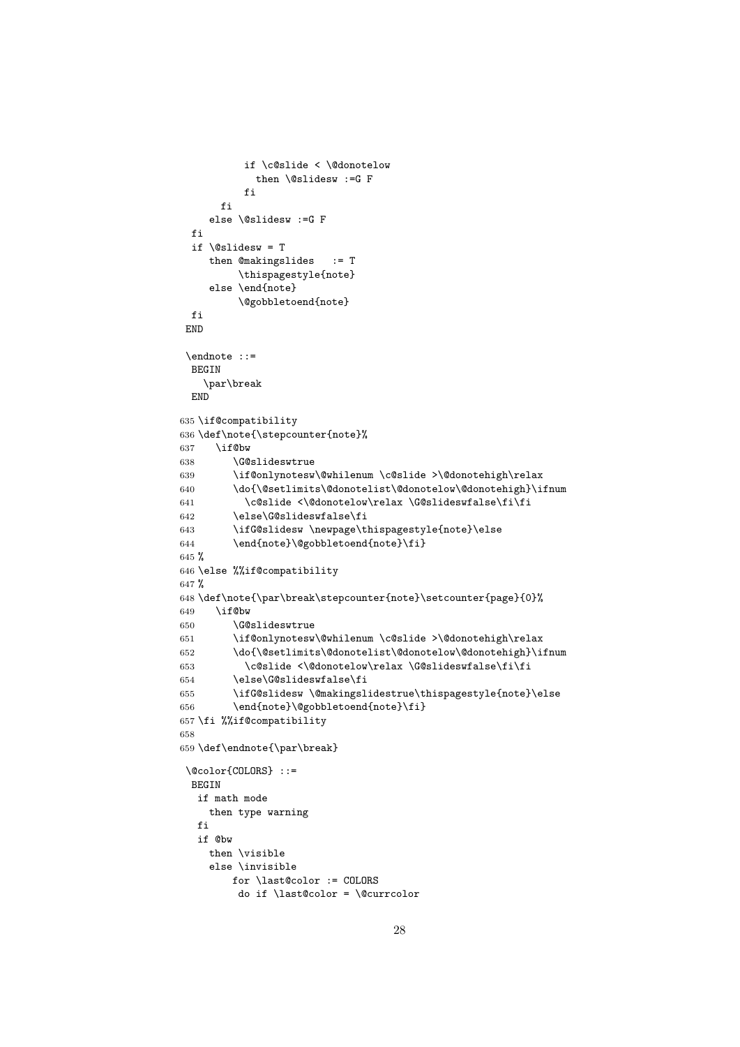```
          if \c@slide < \@donotelow
            then \@slidesw :=G F
          fi
      fi
    else \@slidesw :=G F
 fi
 if \@slidesw = T
    then @makingslides   := T
         \thispagestyle{note}
    else \end{note}
         \@gobbletoend{note}
 fi
END

\endnote ::=
 BEGIN
   \par\break
 END
```

```
635 \if@compatibility
636 \def\note{\stepcounter{note}%
637    \if@bw
638       \G@slideswtrue
639       \if@onlynotesw\@whilenum \c@slide >\@donotehigh\relax
640       \do{\@setlimits\@donotelist\@donotelow\@donotehigh}\ifnum
641         \c@slide <\@donotelow\relax \G@slideswfalse\fi\fi
642       \else\G@slideswfalse\fi
643       \ifG@slidesw \newpage\thispagestyle{note}\else
644       \end{note}\@gobbletoend{note}\fi}
645 %
646 \else %%if@compatibility
647 %
648 \def\note{\par\break\stepcounter{note}\setcounter{page}{0}%
649    \if@bw
650       \G@slideswtrue
651       \if@onlynotesw\@whilenum \c@slide >\@donotehigh\relax
652       \do{\@setlimits\@donotelist\@donotelow\@donotehigh}\ifnum
653         \c@slide <\@donotelow\relax \G@slideswfalse\fi\fi
654       \else\G@slideswfalse\fi
655       \ifG@slidesw \@makingslidestrue\thispagestyle{note}\else
656       \end{note}\@gobbletoend{note}\fi}
657 \fi %%if@compatibility
658
659 \def\endnote{\par\break}
```

```
\@color{COLORS} ::=
 BEGIN
  if math mode
    then type warning
  fi
  if @bw
    then \visible
    else \invisible
        for \last@color := COLORS
         do if \last@color = \@currcolor
```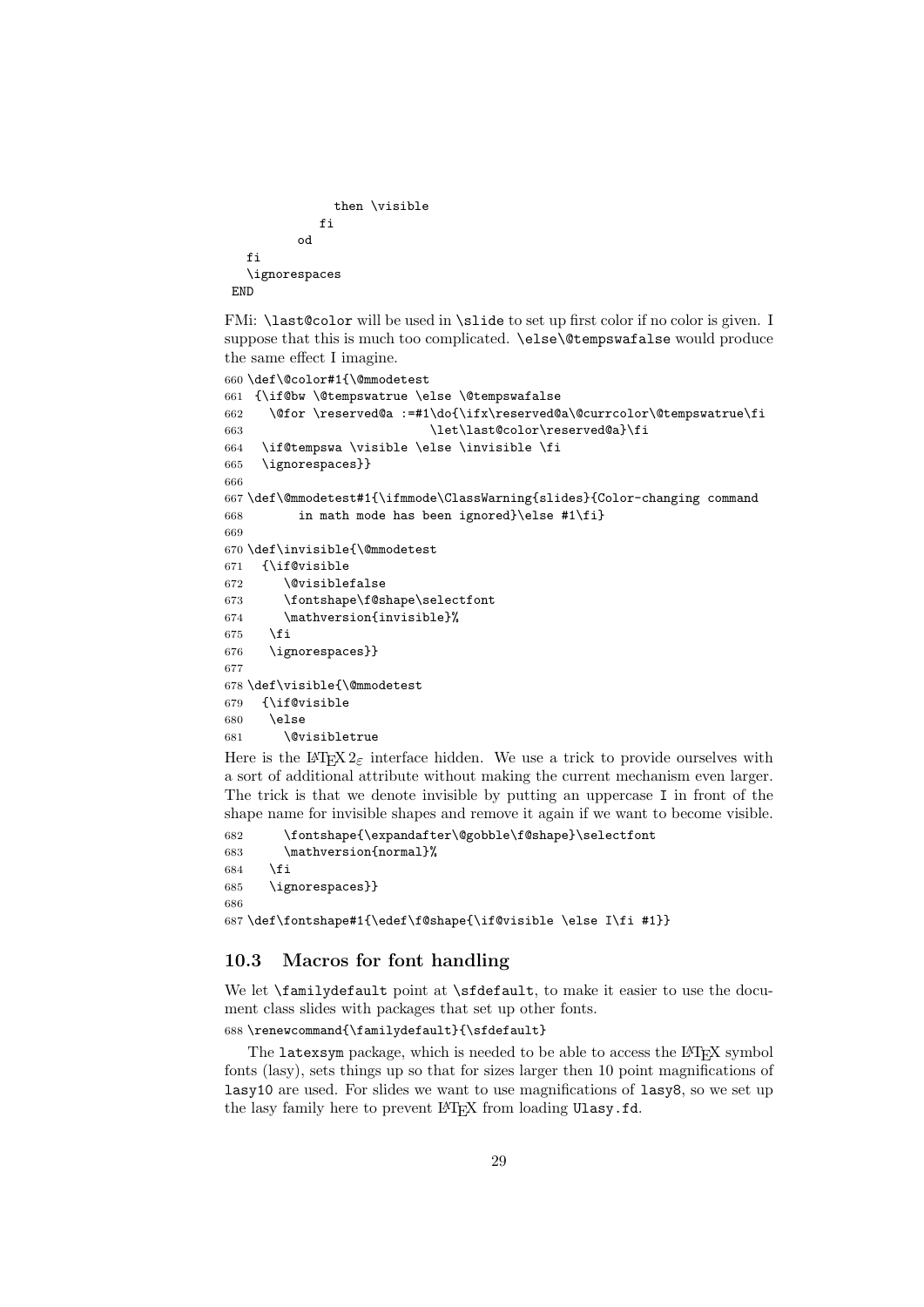```
            then \visible
          fi
        od
  fi
  \ignorespaces
END
```

FMi: `\last@color` will be used in `\slide` to set up first color if no color is given. I suppose that this is much too complicated. `\else\@tempswafalse` would produce the same effect I imagine.

```
660 \def\@color#1{\@mmodetest
661  {\if@bw \@tempswatrue \else \@tempswafalse
662    \@for \reserved@a :=#1\do{\ifx\reserved@a\@currcolor\@tempswatrue\fi
663                          \let\last@color\reserved@a}\fi
664   \if@tempswa \visible \else \invisible \fi
665   \ignorespaces}}
666
667 \def\@mmodetest#1{\ifmmode\ClassWarning{slides}{Color-changing command
668        in math mode has been ignored}\else #1\fi}
669
670 \def\invisible{\@mmodetest
671   {\if@visible
672      \@visiblefalse
673      \fontshape\f@shape\selectfont
674      \mathversion{invisible}%
675    \fi
676    \ignorespaces}}
677
678 \def\visible{\@mmodetest
679   {\if@visible
680    \else
681      \@visibletrue
```

Here is the $\LaTeX 2_\varepsilon$ interface hidden. We use a trick to provide ourselves with a sort of additional attribute without making the current mechanism even larger. The trick is that we denote invisible by putting an uppercase `I` in front of the shape name for invisible shapes and remove it again if we want to become visible.

```
682      \fontshape{\expandafter\@gobble\f@shape}\selectfont
683      \mathversion{normal}%
684    \fi
685    \ignorespaces}}
686
687 \def\fontshape#1{\edef\f@shape{\if@visible \else I\fi #1}}
```

### 10.3 Macros for font handling

We let `\familydefault` point at `\sfdefault`, to make it easier to use the document class slides with packages that set up other fonts.

```
688 \renewcommand{\familydefault}{\sfdefault}
```

The `latexsym` package, which is needed to be able to access the LaTeX symbol fonts (lasy), sets things up so that for sizes larger then 10 point magnifications of `lasy10` are used. For slides we want to use magnifications of `lasy8`, so we set up the lasy family here to prevent LaTeX from loading `Ulasy.fd`.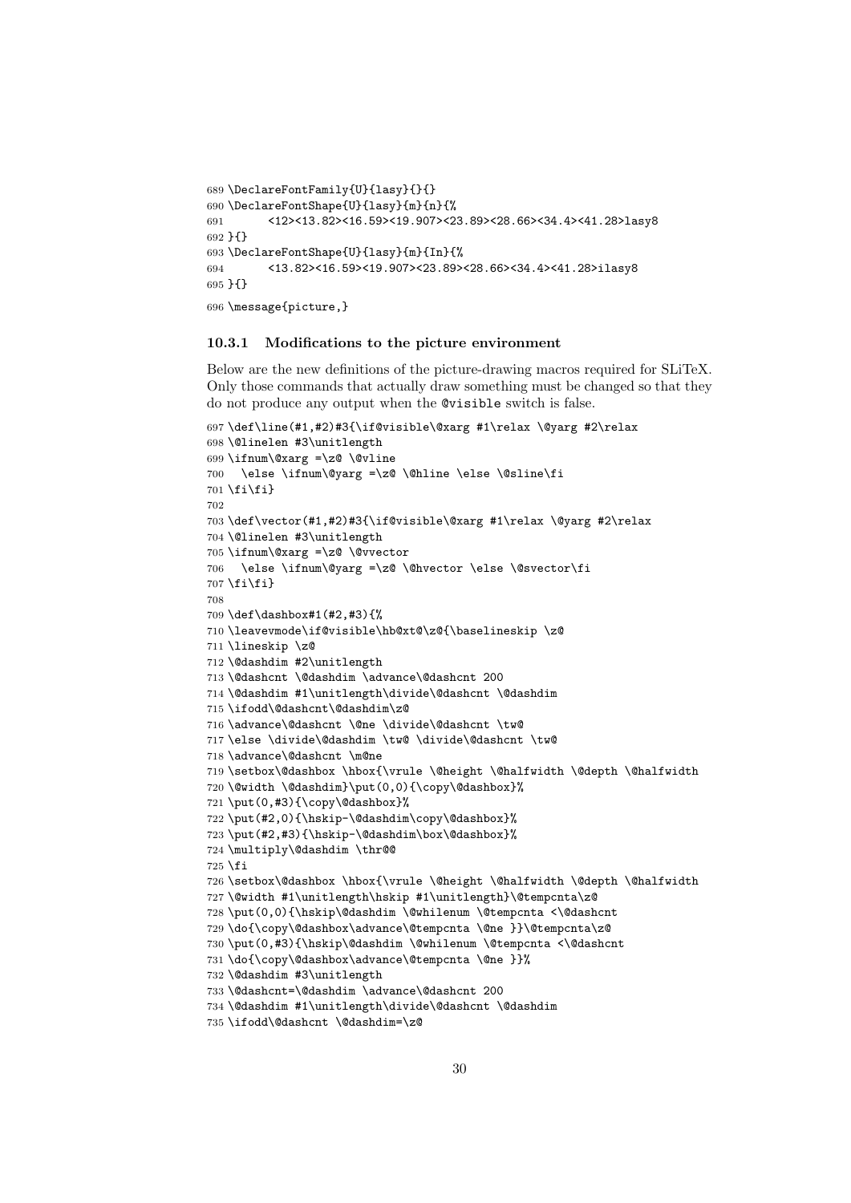```
689 \DeclareFontFamily{U}{lasy}{}{}
690 \DeclareFontShape{U}{lasy}{m}{n}{%
691       <12><13.82><16.59><19.907><23.89><28.66><34.4><41.28>lasy8
692 }{}
693 \DeclareFontShape{U}{lasy}{m}{In}{%
694       <13.82><16.59><19.907><23.89><28.66><34.4><41.28>ilasy8
695 }{}
696 \message{picture,}
```

### 10.3.1 Modifications to the picture environment

Below are the new definitions of the picture-drawing macros required for SLiTeX. Only those commands that actually draw something must be changed so that they do not produce any output when the `@visible` switch is false.

```
697 \def\line(#1,#2)#3{\if@visible\@xarg #1\relax \@yarg #2\relax
698 \@linelen #3\unitlength
699 \ifnum\@xarg =\z@ \@vline
700   \else \ifnum\@yarg =\z@ \@hline \else \@sline\fi
701 \fi\fi}
702
703 \def\vector(#1,#2)#3{\if@visible\@xarg #1\relax \@yarg #2\relax
704 \@linelen #3\unitlength
705 \ifnum\@xarg =\z@ \@vvector
706   \else \ifnum\@yarg =\z@ \@hvector \else \@svector\fi
707 \fi\fi}
708
709 \def\dashbox#1(#2,#3){%
710 \leavevmode\if@visible\hb@xt@\z@{\baselineskip \z@
711 \lineskip \z@
712 \@dashdim #2\unitlength
713 \@dashcnt \@dashdim \advance\@dashcnt 200
714 \@dashdim #1\unitlength\divide\@dashcnt \@dashdim
715 \ifodd\@dashcnt\@dashdim\z@
716 \advance\@dashcnt \@ne \divide\@dashcnt \tw@
717 \else \divide\@dashdim \tw@ \divide\@dashcnt \tw@
718 \advance\@dashcnt \m@ne
719 \setbox\@dashbox \hbox{\vrule \@height \@halfwidth \@depth \@halfwidth
720 \@width \@dashdim}\put(0,0){\copy\@dashbox}%
721 \put(0,#3){\copy\@dashbox}%
722 \put(#2,0){\hskip-\@dashdim\copy\@dashbox}%
723 \put(#2,#3){\hskip-\@dashdim\box\@dashbox}%
724 \multiply\@dashdim \thr@@
725 \fi
726 \setbox\@dashbox \hbox{\vrule \@height \@halfwidth \@depth \@halfwidth
727 \@width #1\unitlength\hskip #1\unitlength}\@tempcnta\z@
728 \put(0,0){\hskip\@dashdim \@whilenum \@tempcnta <\@dashcnt
729 \do{\copy\@dashbox\advance\@tempcnta \@ne }}\@tempcnta\z@
730 \put(0,#3){\hskip\@dashdim \@whilenum \@tempcnta <\@dashcnt
731 \do{\copy\@dashbox\advance\@tempcnta \@ne }}%
732 \@dashdim #3\unitlength
733 \@dashcnt=\@dashdim \advance\@dashcnt 200
734 \@dashdim #1\unitlength\divide\@dashcnt \@dashdim
735 \ifodd\@dashcnt \@dashdim=\z@
```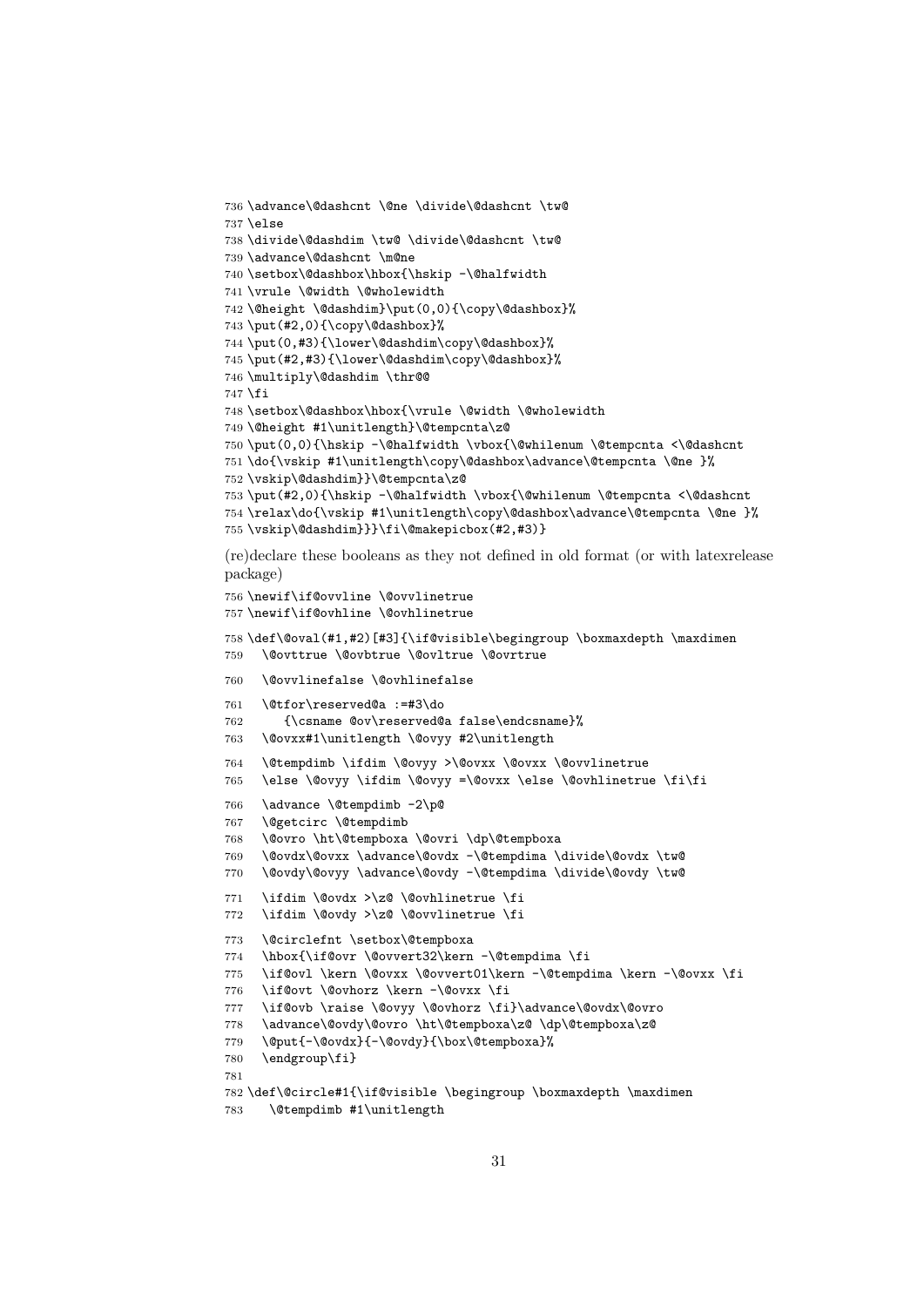```
736 \advance\@dashcnt \@ne \divide\@dashcnt \tw@
737 \else
738 \divide\@dashdim \tw@ \divide\@dashcnt \tw@
739 \advance\@dashcnt \m@ne
740 \setbox\@dashbox\hbox{\hskip -\@halfwidth
741 \vrule \@width \@wholewidth
742 \@height \@dashdim}\put(0,0){\copy\@dashbox}%
743 \put(#2,0){\copy\@dashbox}%
744 \put(0,#3){\lower\@dashdim\copy\@dashbox}%
745 \put(#2,#3){\lower\@dashdim\copy\@dashbox}%
746 \multiply\@dashdim \thr@@
747 \fi
748 \setbox\@dashbox\hbox{\vrule \@width \@wholewidth
749 \@height #1\unitlength}\@tempcnta\z@
750 \put(0,0){\hskip -\@halfwidth \vbox{\@whilenum \@tempcnta <\@dashcnt
751 \do{\vskip #1\unitlength\copy\@dashbox\advance\@tempcnta \@ne }%
752 \vskip\@dashdim}}\@tempcnta\z@
753 \put(#2,0){\hskip -\@halfwidth \vbox{\@whilenum \@tempcnta <\@dashcnt
754 \relax\do{\vskip #1\unitlength\copy\@dashbox\advance\@tempcnta \@ne }%
755 \vskip\@dashdim}}}\fi\@makepicbox(#2,#3)}
```

(re)declare these booleans as they not defined in old format (or with latexrelease package)

```
756 \newif\if@ovvline \@ovvlinetrue
757 \newif\if@ovhline \@ovhlinetrue
758 \def\@oval(#1,#2)[#3]{\if@visible\begingroup \boxmaxdepth \maxdimen
759   \@ovttrue \@ovbtrue \@ovltrue \@ovrtrue
760   \@ovvlinefalse \@ovhlinefalse
761   \@tfor\reserved@a :=#3\do
762      {\csname @ov\reserved@a false\endcsname}%
763   \@ovxx#1\unitlength \@ovyy #2\unitlength
764   \@tempdimb \ifdim \@ovyy >\@ovxx \@ovxx \@ovvlinetrue
765   \else \@ovyy \ifdim \@ovyy =\@ovxx \else \@ovhlinetrue \fi\fi
766   \advance \@tempdimb -2\p@
767   \@getcirc \@tempdimb
768   \@ovro \ht\@tempboxa \@ovri \dp\@tempboxa
769   \@ovdx\@ovxx \advance\@ovdx -\@tempdima \divide\@ovdx \tw@
770   \@ovdy\@ovyy \advance\@ovdy -\@tempdima \divide\@ovdy \tw@
771   \ifdim \@ovdx >\z@ \@ovhlinetrue \fi
772   \ifdim \@ovdy >\z@ \@ovvlinetrue \fi
773   \@circlefnt \setbox\@tempboxa
774   \hbox{\if@ovr \@ovvert32\kern -\@tempdima \fi
775   \if@ovl \kern \@ovxx \@ovvert01\kern -\@tempdima \kern -\@ovxx \fi
776   \if@ovt \@ovhorz \kern -\@ovxx \fi
777   \if@ovb \raise \@ovyy \@ovhorz \fi}\advance\@ovdx\@ovro
778   \advance\@ovdy\@ovro \ht\@tempboxa\z@ \dp\@tempboxa\z@
779   \@put{-\@ovdx}{-\@ovdy}{\box\@tempboxa}%
780   \endgroup\fi}
781
782 \def\@circle#1{\if@visible \begingroup \boxmaxdepth \maxdimen
783    \@tempdimb #1\unitlength
```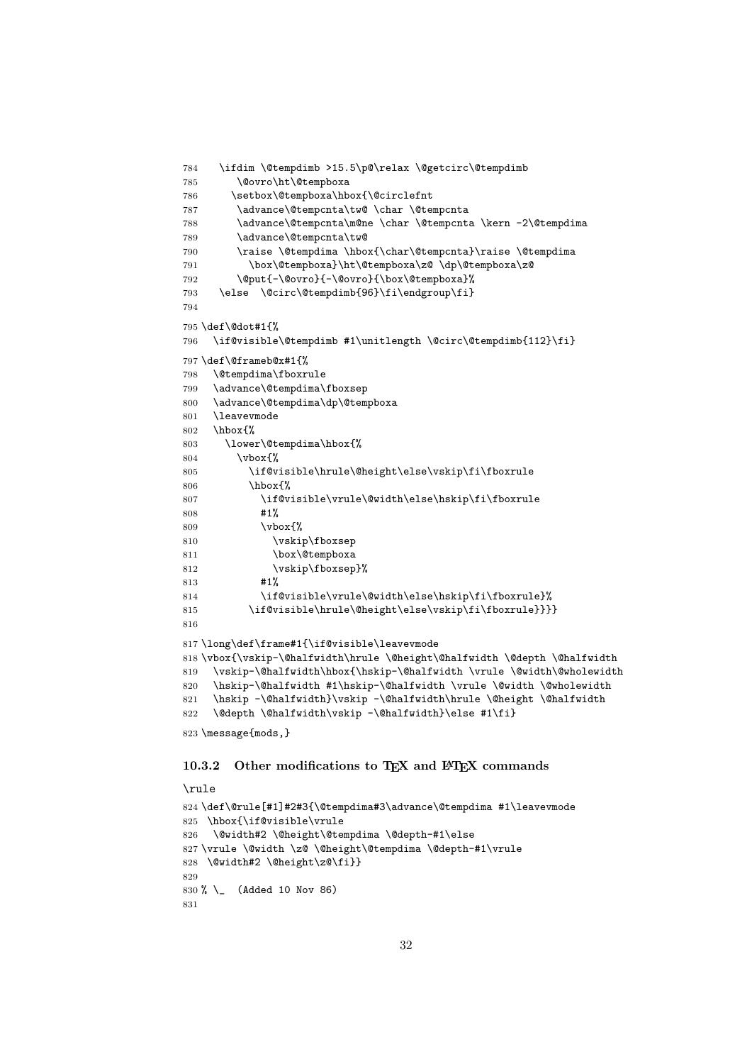```
784   \ifdim \@tempdimb >15.5\p@\relax \@getcirc\@tempdimb
785       \@ovro\ht\@tempboxa
786      \setbox\@tempboxa\hbox{\@circlefnt
787       \advance\@tempcnta\tw@ \char \@tempcnta
788       \advance\@tempcnta\m@ne \char \@tempcnta \kern -2\@tempdima
789       \advance\@tempcnta\tw@
790       \raise \@tempdima \hbox{\char\@tempcnta}\raise \@tempdima
791         \box\@tempboxa}\ht\@tempboxa\z@ \dp\@tempboxa\z@
792       \@put{-\@ovro}{-\@ovro}{\box\@tempboxa}%
793   \else  \@circ\@tempdimb{96}\fi\endgroup\fi}
794
795 \def\@dot#1{%
796   \if@visible\@tempdimb #1\unitlength \@circ\@tempdimb{112}\fi}
797 \def\@frameb@x#1{%
798   \@tempdima\fboxrule
799   \advance\@tempdima\fboxsep
800   \advance\@tempdima\dp\@tempboxa
801   \leavevmode
802   \hbox{%
803     \lower\@tempdima\hbox{%
804       \vbox{%
805         \if@visible\hrule\@height\else\vskip\fi\fboxrule
806         \hbox{%
807           \if@visible\vrule\@width\else\hskip\fi\fboxrule
808           #1%
809           \vbox{%
810             \vskip\fboxsep
811             \box\@tempboxa
812             \vskip\fboxsep}%
813           #1%
814           \if@visible\vrule\@width\else\hskip\fi\fboxrule}%
815         \if@visible\hrule\@height\else\vskip\fi\fboxrule}}}}
816
817 \long\def\frame#1{\if@visible\leavevmode
818 \vbox{\vskip-\@halfwidth\hrule \@height\@halfwidth \@depth \@halfwidth
819   \vskip-\@halfwidth\hbox{\hskip-\@halfwidth \vrule \@width\@wholewidth
820   \hskip-\@halfwidth #1\hskip-\@halfwidth \vrule \@width \@wholewidth
821   \hskip -\@halfwidth}\vskip -\@halfwidth\hrule \@height \@halfwidth
822   \@depth \@halfwidth\vskip -\@halfwidth}\else #1\fi}
823 \message{mods,}
```

### 10.3.2 Other modifications to TEX and LATEX commands

\rule

```
824 \def\@rule[#1]#2#3{\@tempdima#3\advance\@tempdima #1\leavevmode
825  \hbox{\if@visible\vrule
826   \@width#2 \@height\@tempdima \@depth-#1\else
827 \vrule \@width \z@ \@height\@tempdima \@depth-#1\vrule
828  \@width#2 \@height\z@\fi}}
829
830 % \_  (Added 10 Nov 86)
831
```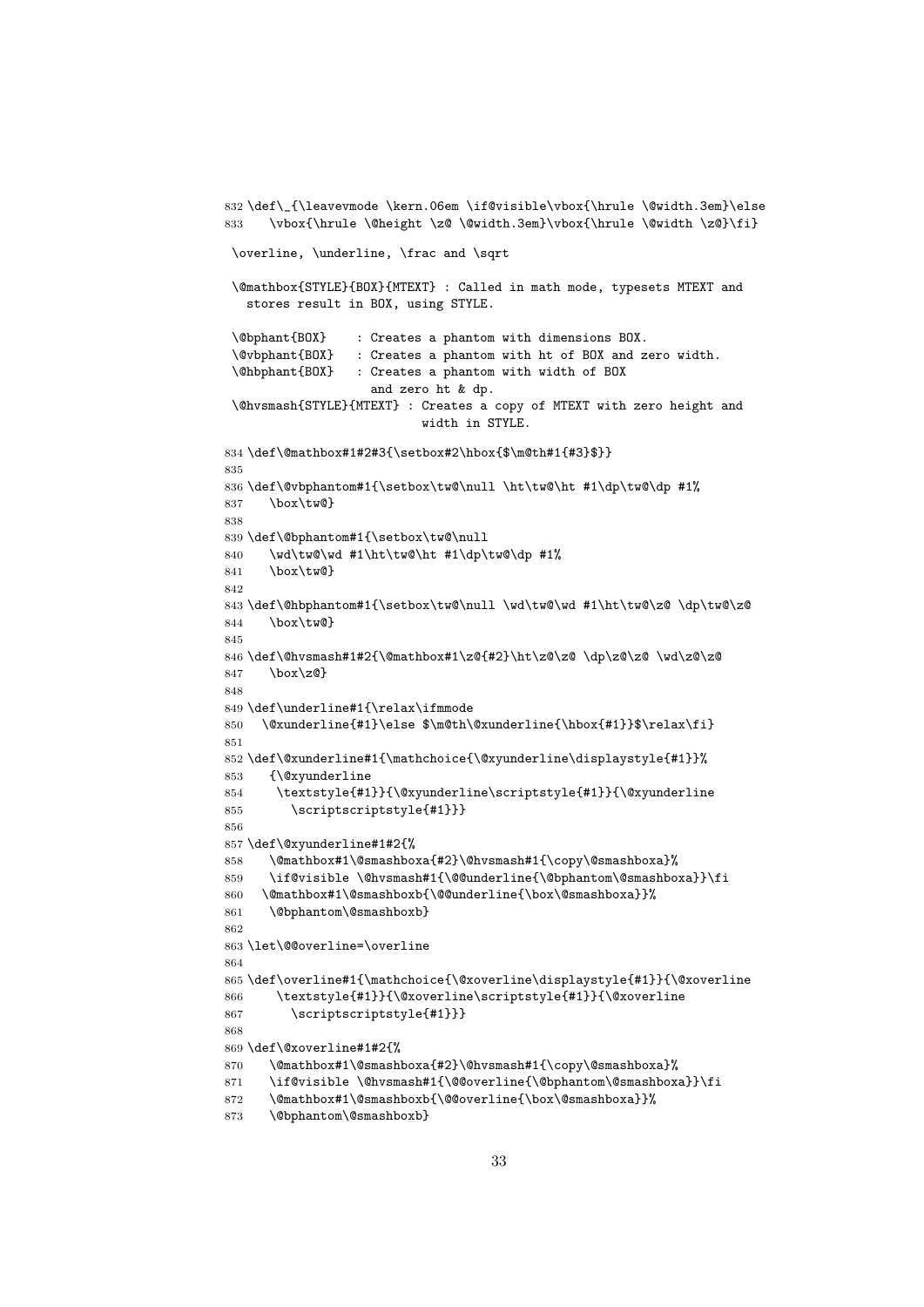```
832 \def\_{\leavevmode \kern.06em \if@visible\vbox{\hrule \@width.3em}\else
833    \vbox{\hrule \@height \z@ \@width.3em}\vbox{\hrule \@width \z@}\fi}
```

\overline, \underline, \frac and \sqrt

\@mathbox{STYLE}{BOX}{MTEXT} : Called in math mode, typesets MTEXT and stores result in BOX, using STYLE.

```
\@bphant{BOX}    : Creates a phantom with dimensions BOX.
\@vbphant{BOX}   : Creates a phantom with ht of BOX and zero width.
\@hbphant{BOX}   : Creates a phantom with width of BOX
                   and zero ht & dp.
\@hvsmash{STYLE}{MTEXT} : Creates a copy of MTEXT with zero height and
                          width in STYLE.
```

```
834 \def\@mathbox#1#2#3{\setbox#2\hbox{$\m@th#1{#3}$}}
835
836 \def\@vbphantom#1{\setbox\tw@\null \ht\tw@\ht #1\dp\tw@\dp #1%
837    \box\tw@}
838
839 \def\@bphantom#1{\setbox\tw@\null
840    \wd\tw@\wd #1\ht\tw@\ht #1\dp\tw@\dp #1%
841    \box\tw@}
842
843 \def\@hbphantom#1{\setbox\tw@\null \wd\tw@\wd #1\ht\tw@\z@ \dp\tw@\z@
844    \box\tw@}
845
846 \def\@hvsmash#1#2{\@mathbox#1\z@{#2}\ht\z@\z@ \dp\z@\z@ \wd\z@\z@
847    \box\z@}
848
849 \def\underline#1{\relax\ifmmode
850   \@xunderline{#1}\else $\m@th\@xunderline{\hbox{#1}}$\relax\fi}
851
852 \def\@xunderline#1{\mathchoice{\@xyunderline\displaystyle{#1}}%
853    {\@xyunderline
854     \textstyle{#1}}{\@xyunderline\scriptstyle{#1}}{\@xyunderline
855       \scriptscriptstyle{#1}}}
856
857 \def\@xyunderline#1#2{%
858    \@mathbox#1\@smashboxa{#2}\@hvsmash#1{\copy\@smashboxa}%
859    \if@visible \@hvsmash#1{\@@underline{\@bphantom\@smashboxa}}\fi
860   \@mathbox#1\@smashboxb{\@@underline{\box\@smashboxa}}%
861    \@bphantom\@smashboxb}
862
863 \let\@@overline=\overline
864
865 \def\overline#1{\mathchoice{\@xoverline\displaystyle{#1}}{\@xoverline
866     \textstyle{#1}}{\@xoverline\scriptstyle{#1}}{\@xoverline
867       \scriptscriptstyle{#1}}}
868
869 \def\@xoverline#1#2{%
870    \@mathbox#1\@smashboxa{#2}\@hvsmash#1{\copy\@smashboxa}%
871    \if@visible \@hvsmash#1{\@@overline{\@bphantom\@smashboxa}}\fi
872    \@mathbox#1\@smashboxb{\@@overline{\box\@smashboxa}}%
873    \@bphantom\@smashboxb}
```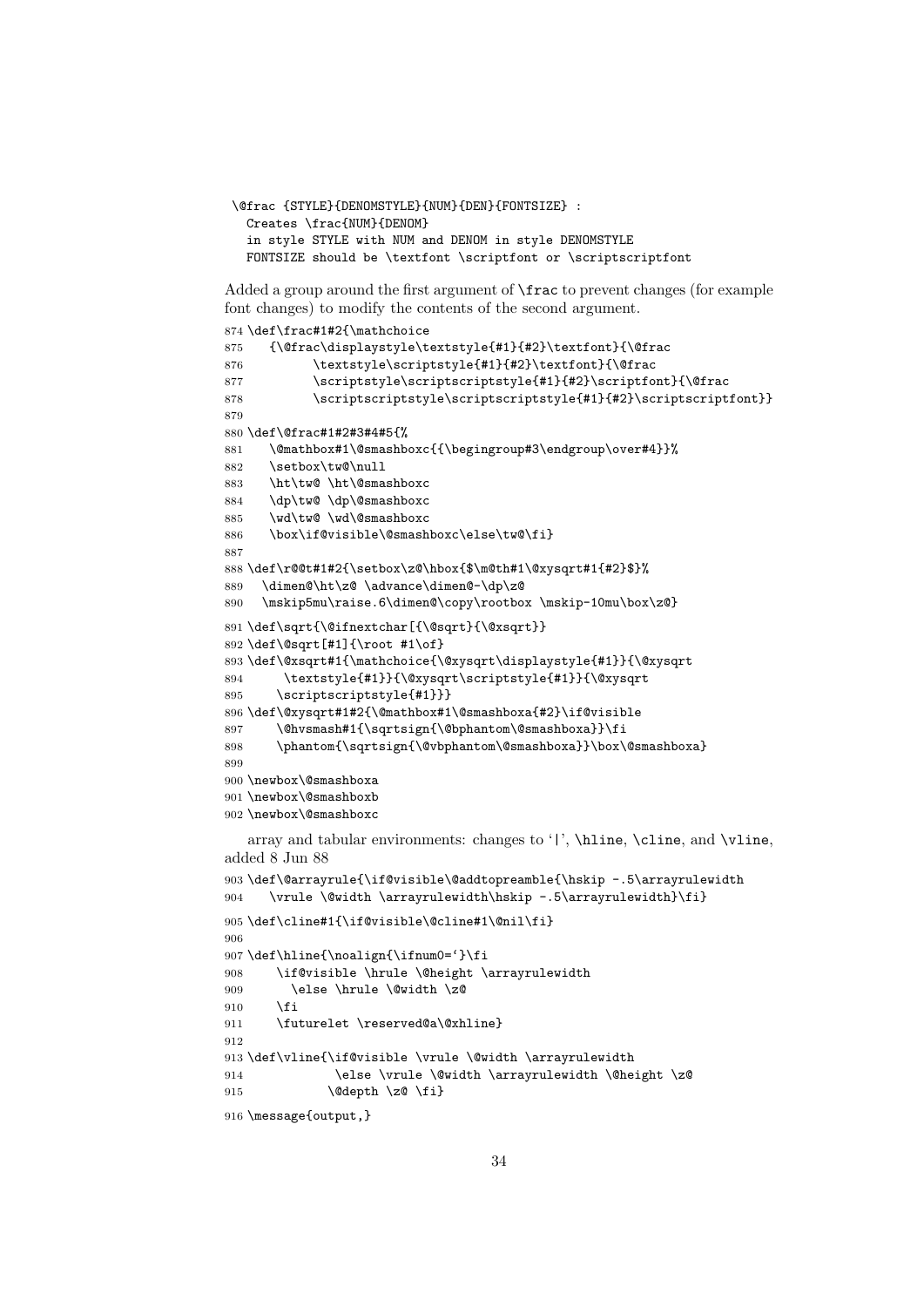```
\@frac {STYLE}{DENOMSTYLE}{NUM}{DEN}{FONTSIZE} :
  Creates \frac{NUM}{DENOM}
  in style STYLE with NUM and DENOM in style DENOMSTYLE
  FONTSIZE should be \textfont \scriptfont or \scriptscriptfont
```

Added a group around the first argument of `\frac` to prevent changes (for example font changes) to modify the contents of the second argument.

```
874 \def\frac#1#2{\mathchoice
875    {\@frac\displaystyle\textstyle{#1}{#2}\textfont}{\@frac
876         \textstyle\scriptstyle{#1}{#2}\textfont}{\@frac
877         \scriptstyle\scriptscriptstyle{#1}{#2}\scriptfont}{\@frac
878         \scriptscriptstyle\scriptscriptstyle{#1}{#2}\scriptscriptfont}}
879
880 \def\@frac#1#2#3#4#5{%
881    \@mathbox#1\@smashboxc{{\begingroup#3\endgroup\over#4}}%
882    \setbox\tw@\null
883    \ht\tw@ \ht\@smashboxc
884    \dp\tw@ \dp\@smashboxc
885    \wd\tw@ \wd\@smashboxc
886    \box\if@visible\@smashboxc\else\tw@\fi}
887
888 \def\r@@t#1#2{\setbox\z@\hbox{$\m@th#1\@xysqrt#1{#2}$}%
889   \dimen@\ht\z@ \advance\dimen@-\dp\z@
890   \mskip5mu\raise.6\dimen@\copy\rootbox \mskip-10mu\box\z@}
891 \def\sqrt{\@ifnextchar[{\@sqrt}{\@xsqrt}}
892 \def\@sqrt[#1]{\root #1\of}
893 \def\@xsqrt#1{\mathchoice{\@xysqrt\displaystyle{#1}}{\@xysqrt
894      \textstyle{#1}}{\@xysqrt\scriptstyle{#1}}{\@xysqrt
895    \scriptscriptstyle{#1}}}
896 \def\@xysqrt#1#2{\@mathbox#1\@smashboxa{#2}\if@visible
897     \@hvsmash#1{\sqrtsign{\@bphantom\@smashboxa}}\fi
898     \phantom{\sqrtsign{\@vbphantom\@smashboxa}}\box\@smashboxa}
899
900 \newbox\@smashboxa
901 \newbox\@smashboxb
902 \newbox\@smashboxc
```

array and tabular environments: changes to '|', `\hline`, `\cline`, and `\vline`, added 8 Jun 88

```
903 \def\@arrayrule{\if@visible\@addtopreamble{\hskip -.5\arrayrulewidth
904    \vrule \@width \arrayrulewidth\hskip -.5\arrayrulewidth}\fi}
905 \def\cline#1{\if@visible\@cline#1\@nil\fi}
906
907 \def\hline{\noalign{\ifnum0=`}\fi
908     \if@visible \hrule \@height \arrayrulewidth
909       \else \hrule \@width \z@
910     \fi
911     \futurelet \reserved@a\@xhline}
912
913 \def\vline{\if@visible \vrule \@width \arrayrulewidth
914            \else \vrule \@width \arrayrulewidth \@height \z@
915           \@depth \z@ \fi}
916 \message{output,}
```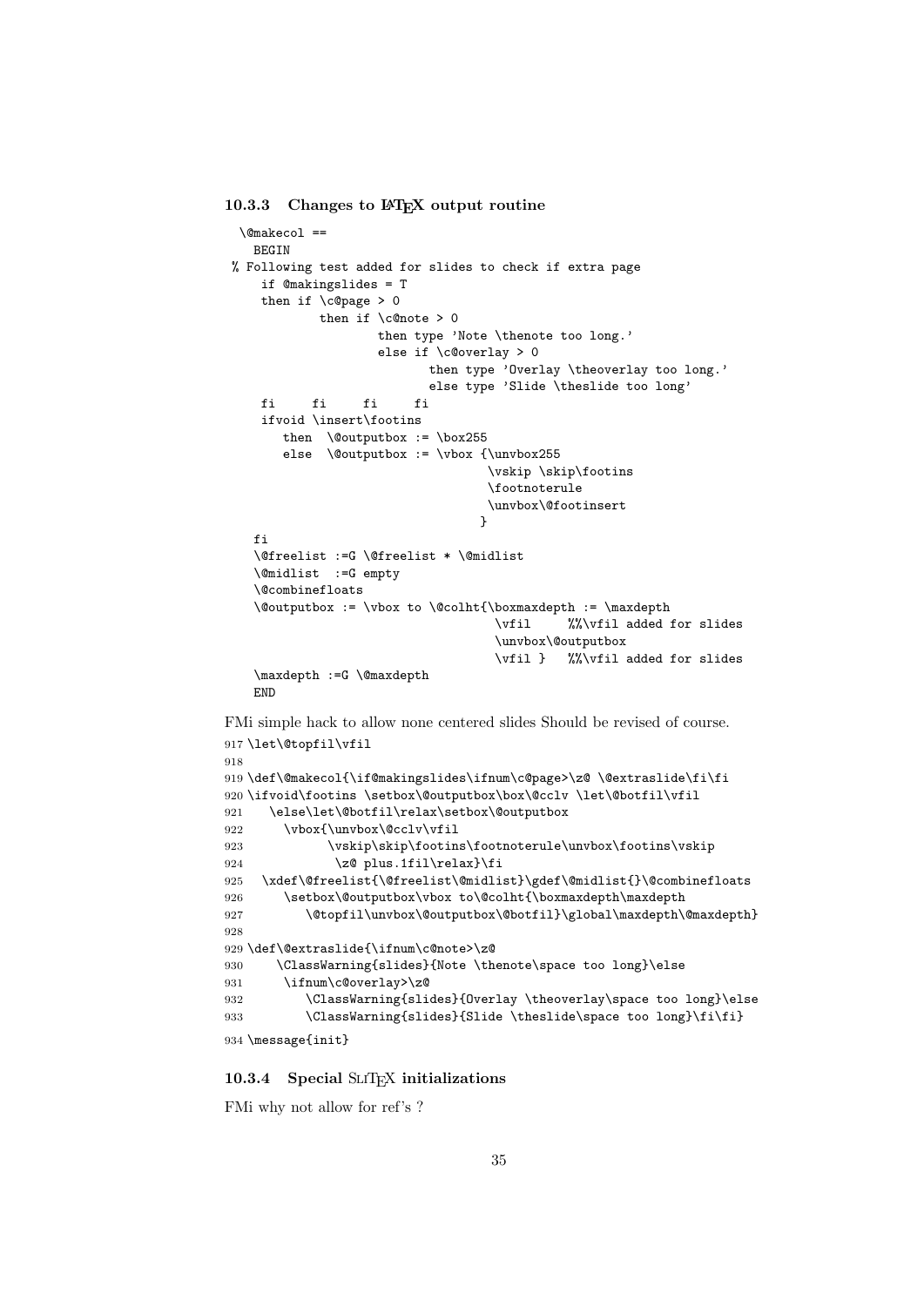### 10.3.3 Changes to LaTeX output routine

```
 \@makecol ==
   BEGIN
% Following test added for slides to check if extra page
    if @makingslides = T
    then if \c@page > 0
            then if \c@note > 0
                    then type 'Note \thenote too long.'
                    else if \c@overlay > 0
                           then type 'Overlay \theoverlay too long.'
                           else type 'Slide \theslide too long'
    fi     fi     fi     fi
    ifvoid \insert\footins
       then  \@outputbox := \box255
       else  \@outputbox := \vbox {\unvbox255
                                   \vskip \skip\footins
                                   \footnoterule
                                   \unvbox\@footinsert
                                  }
   fi
   \@freelist :=G \@freelist * \@midlist
   \@midlist  :=G empty
   \@combinefloats
   \@outputbox := \vbox to \@colht{\boxmaxdepth := \maxdepth
                                    \vfil     %%\vfil added for slides
                                    \unvbox\@outputbox
                                    \vfil }   %%\vfil added for slides
   \maxdepth :=G \@maxdepth
   END
```

FMi simple hack to allow none centered slides Should be revised of course.

```
917 \let\@topfil\vfil
918
919 \def\@makecol{\if@makingslides\ifnum\c@page>\z@ \@extraslide\fi\fi
920 \ifvoid\footins \setbox\@outputbox\box\@cclv \let\@botfil\vfil
921    \else\let\@botfil\relax\setbox\@outputbox
922      \vbox{\unvbox\@cclv\vfil
923           \vskip\skip\footins\footnoterule\unvbox\footins\vskip
924            \z@ plus.1fil\relax}\fi
925   \xdef\@freelist{\@freelist\@midlist}\gdef\@midlist{}\@combinefloats
926      \setbox\@outputbox\vbox to\@colht{\boxmaxdepth\maxdepth
927         \@topfil\unvbox\@outputbox\@botfil}\global\maxdepth\@maxdepth}
928
929 \def\@extraslide{\ifnum\c@note>\z@
930     \ClassWarning{slides}{Note \thenote\space too long}\else
931      \ifnum\c@overlay>\z@
932         \ClassWarning{slides}{Overlay \theoverlay\space too long}\else
933         \ClassWarning{slides}{Slide \theslide\space too long}\fi\fi}
934 \message{init}
```

### 10.3.4 Special SliTeX initializations

FMi why not allow for ref's ?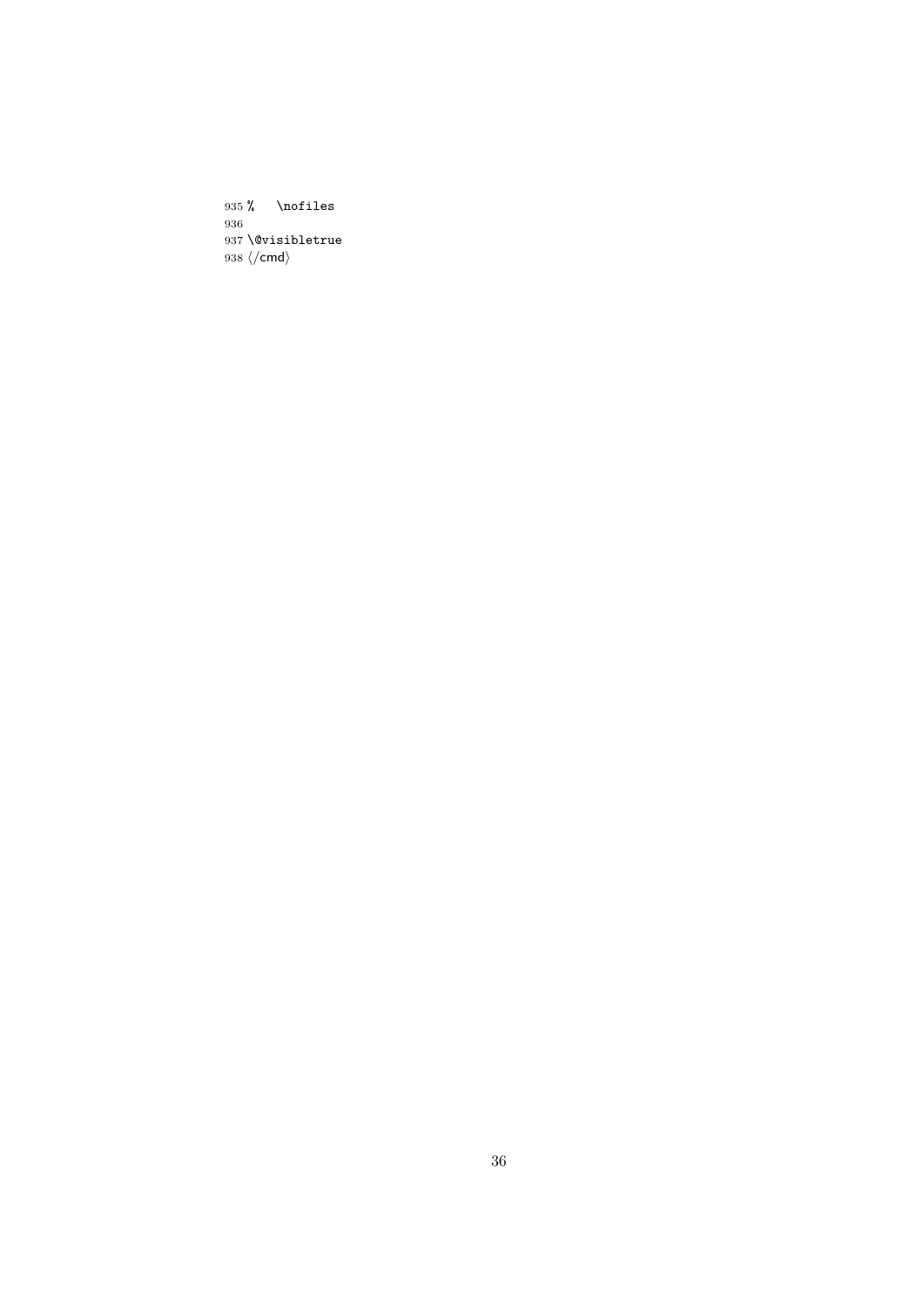```
935 %   \nofiles
936
937 \@visibletrue
938 </cmd>
```